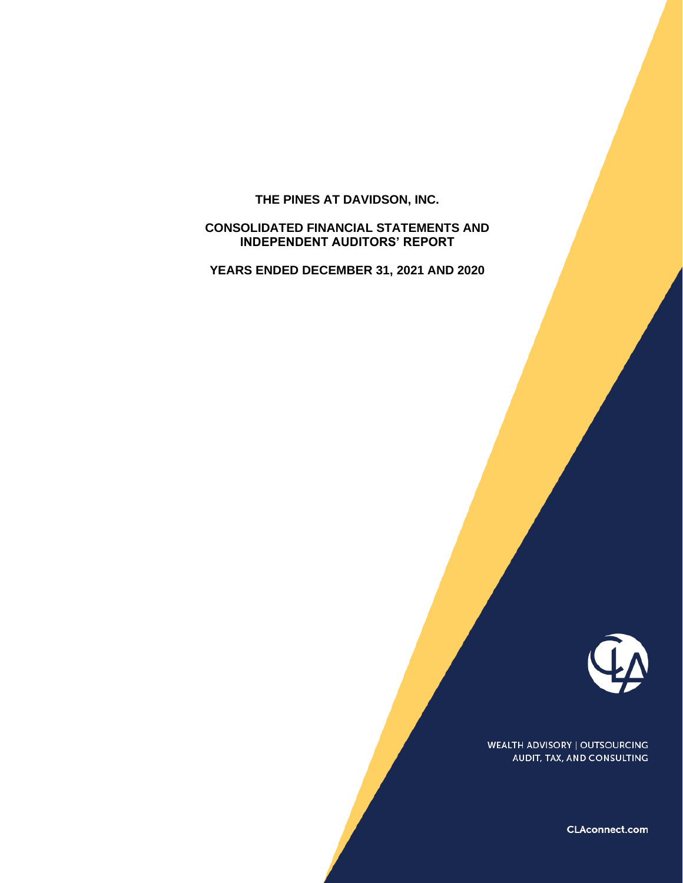# THE PINES AT DAVIDSON, INC.

## CONSOLIDATED FINANCIAL STATEMENTS AND INDEPENDENT AUDITORS' REPORT

## YEARS ENDED DECEMBER 31, 2021 AND 2020

WEALTH ADVISORY | OUTSOURCING
AUDIT, TAX, AND CONSULTING

CLAconnect.com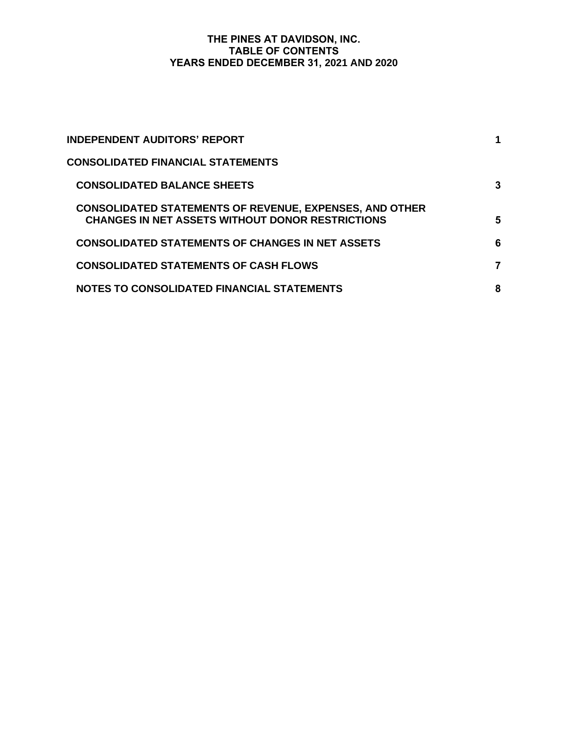# THE PINES AT DAVIDSON, INC.
## TABLE OF CONTENTS
## YEARS ENDED DECEMBER 31, 2021 AND 2020

| | |
|---|---|
| **INDEPENDENT AUDITORS' REPORT** | **1** |
| **CONSOLIDATED FINANCIAL STATEMENTS** | |
| **CONSOLIDATED BALANCE SHEETS** | **3** |
| **CONSOLIDATED STATEMENTS OF REVENUE, EXPENSES, AND OTHER CHANGES IN NET ASSETS WITHOUT DONOR RESTRICTIONS** | **5** |
| **CONSOLIDATED STATEMENTS OF CHANGES IN NET ASSETS** | **6** |
| **CONSOLIDATED STATEMENTS OF CASH FLOWS** | **7** |
| **NOTES TO CONSOLIDATED FINANCIAL STATEMENTS** | **8** |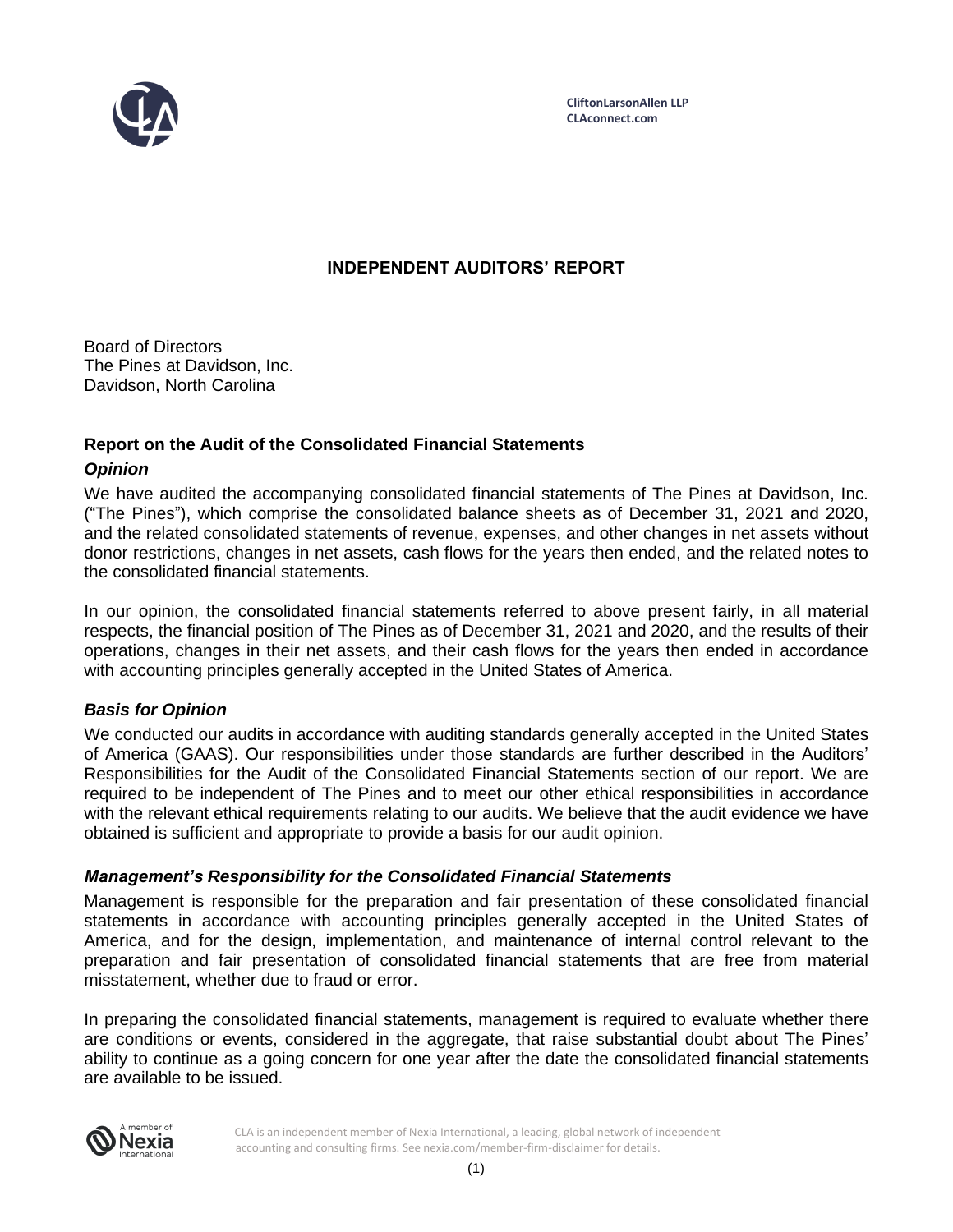CliftonLarsonAllen LLP
CLAconnect.com

# INDEPENDENT AUDITORS' REPORT

Board of Directors
The Pines at Davidson, Inc.
Davidson, North Carolina

## Report on the Audit of the Consolidated Financial Statements

### *Opinion*

We have audited the accompanying consolidated financial statements of The Pines at Davidson, Inc. ("The Pines"), which comprise the consolidated balance sheets as of December 31, 2021 and 2020, and the related consolidated statements of revenue, expenses, and other changes in net assets without donor restrictions, changes in net assets, cash flows for the years then ended, and the related notes to the consolidated financial statements.

In our opinion, the consolidated financial statements referred to above present fairly, in all material respects, the financial position of The Pines as of December 31, 2021 and 2020, and the results of their operations, changes in their net assets, and their cash flows for the years then ended in accordance with accounting principles generally accepted in the United States of America.

### *Basis for Opinion*

We conducted our audits in accordance with auditing standards generally accepted in the United States of America (GAAS). Our responsibilities under those standards are further described in the Auditors' Responsibilities for the Audit of the Consolidated Financial Statements section of our report. We are required to be independent of The Pines and to meet our other ethical responsibilities in accordance with the relevant ethical requirements relating to our audits. We believe that the audit evidence we have obtained is sufficient and appropriate to provide a basis for our audit opinion.

### *Management's Responsibility for the Consolidated Financial Statements*

Management is responsible for the preparation and fair presentation of these consolidated financial statements in accordance with accounting principles generally accepted in the United States of America, and for the design, implementation, and maintenance of internal control relevant to the preparation and fair presentation of consolidated financial statements that are free from material misstatement, whether due to fraud or error.

In preparing the consolidated financial statements, management is required to evaluate whether there are conditions or events, considered in the aggregate, that raise substantial doubt about The Pines' ability to continue as a going concern for one year after the date the consolidated financial statements are available to be issued.

CLA is an independent member of Nexia International, a leading, global network of independent accounting and consulting firms. See nexia.com/member-firm-disclaimer for details.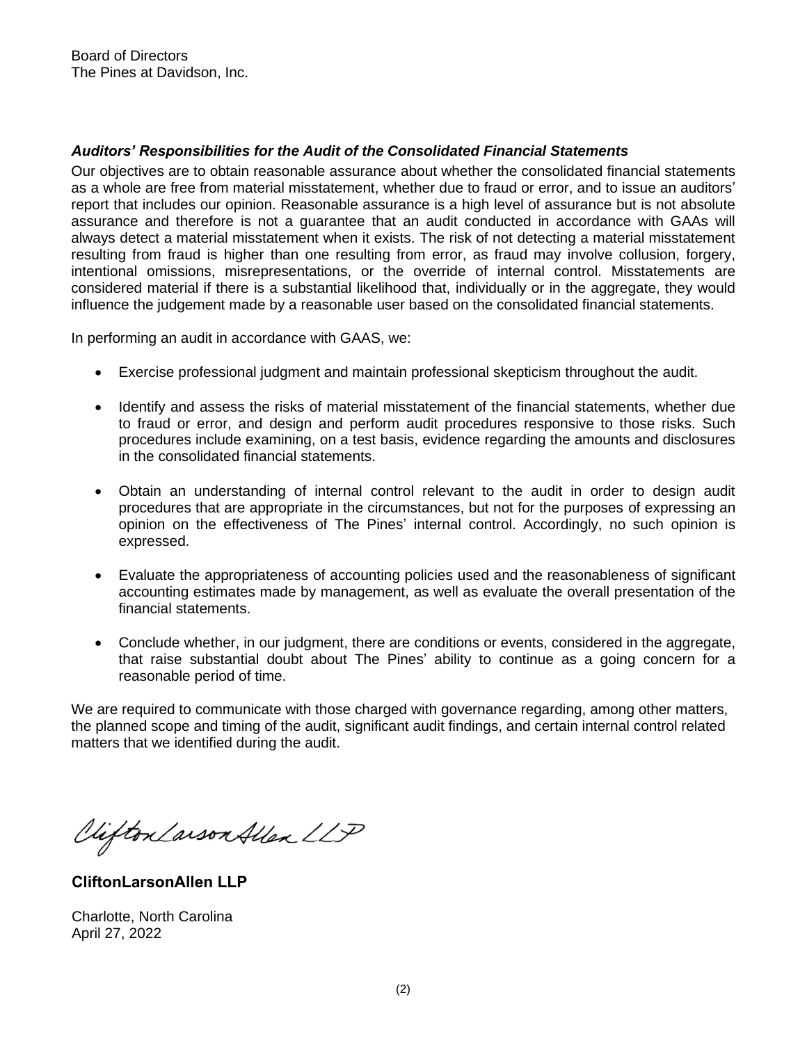Board of Directors
The Pines at Davidson, Inc.

***Auditors' Responsibilities for the Audit of the Consolidated Financial Statements***

Our objectives are to obtain reasonable assurance about whether the consolidated financial statements as a whole are free from material misstatement, whether due to fraud or error, and to issue an auditors' report that includes our opinion. Reasonable assurance is a high level of assurance but is not absolute assurance and therefore is not a guarantee that an audit conducted in accordance with GAAs will always detect a material misstatement when it exists. The risk of not detecting a material misstatement resulting from fraud is higher than one resulting from error, as fraud may involve collusion, forgery, intentional omissions, misrepresentations, or the override of internal control. Misstatements are considered material if there is a substantial likelihood that, individually or in the aggregate, they would influence the judgement made by a reasonable user based on the consolidated financial statements.

In performing an audit in accordance with GAAS, we:

- Exercise professional judgment and maintain professional skepticism throughout the audit.
- Identify and assess the risks of material misstatement of the financial statements, whether due to fraud or error, and design and perform audit procedures responsive to those risks. Such procedures include examining, on a test basis, evidence regarding the amounts and disclosures in the consolidated financial statements.
- Obtain an understanding of internal control relevant to the audit in order to design audit procedures that are appropriate in the circumstances, but not for the purposes of expressing an opinion on the effectiveness of The Pines' internal control. Accordingly, no such opinion is expressed.
- Evaluate the appropriateness of accounting policies used and the reasonableness of significant accounting estimates made by management, as well as evaluate the overall presentation of the financial statements.
- Conclude whether, in our judgment, there are conditions or events, considered in the aggregate, that raise substantial doubt about The Pines' ability to continue as a going concern for a reasonable period of time.

We are required to communicate with those charged with governance regarding, among other matters, the planned scope and timing of the audit, significant audit findings, and certain internal control related matters that we identified during the audit.

CliftonLarsonAllen LLP

**CliftonLarsonAllen LLP**

Charlotte, North Carolina
April 27, 2022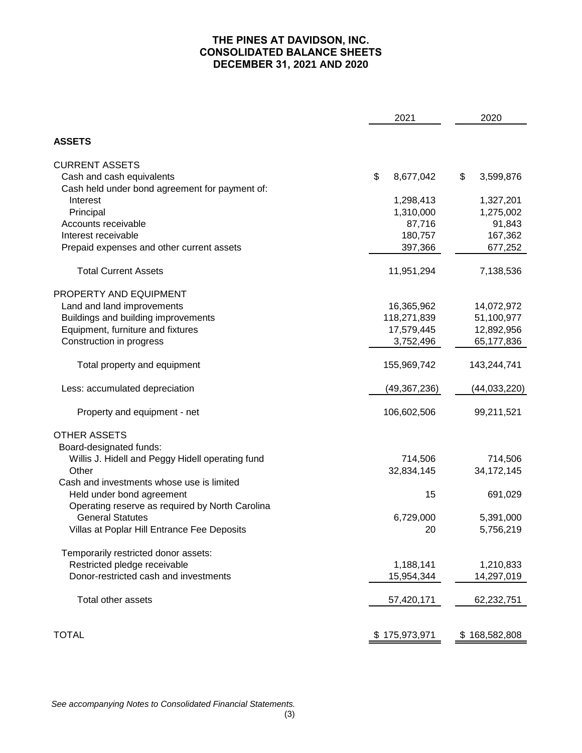# THE PINES AT DAVIDSON, INC.
## CONSOLIDATED BALANCE SHEETS
## DECEMBER 31, 2021 AND 2020

| | 2021 | 2020 |
|---|---|---|
| **ASSETS** | | |
| CURRENT ASSETS | | |
| Cash and cash equivalents | $ 8,677,042 | $ 3,599,876 |
| Cash held under bond agreement for payment of: | | |
| Interest | 1,298,413 | 1,327,201 |
| Principal | 1,310,000 | 1,275,002 |
| Accounts receivable | 87,716 | 91,843 |
| Interest receivable | 180,757 | 167,362 |
| Prepaid expenses and other current assets | 397,366 | 677,252 |
| Total Current Assets | 11,951,294 | 7,138,536 |
| PROPERTY AND EQUIPMENT | | |
| Land and land improvements | 16,365,962 | 14,072,972 |
| Buildings and building improvements | 118,271,839 | 51,100,977 |
| Equipment, furniture and fixtures | 17,579,445 | 12,892,956 |
| Construction in progress | 3,752,496 | 65,177,836 |
| Total property and equipment | 155,969,742 | 143,244,741 |
| Less: accumulated depreciation | (49,367,236) | (44,033,220) |
| Property and equipment - net | 106,602,506 | 99,211,521 |
| OTHER ASSETS | | |
| Board-designated funds: | | |
| Willis J. Hidell and Peggy Hidell operating fund | 714,506 | 714,506 |
| Other | 32,834,145 | 34,172,145 |
| Cash and investments whose use is limited | | |
| Held under bond agreement | 15 | 691,029 |
| Operating reserve as required by North Carolina General Statutes | 6,729,000 | 5,391,000 |
| Villas at Poplar Hill Entrance Fee Deposits | 20 | 5,756,219 |
| Temporarily restricted donor assets: | | |
| Restricted pledge receivable | 1,188,141 | 1,210,833 |
| Donor-restricted cash and investments | 15,954,344 | 14,297,019 |
| Total other assets | 57,420,171 | 62,232,751 |
| TOTAL | $ 175,973,971 | $ 168,582,808 |

*See accompanying Notes to Consolidated Financial Statements.*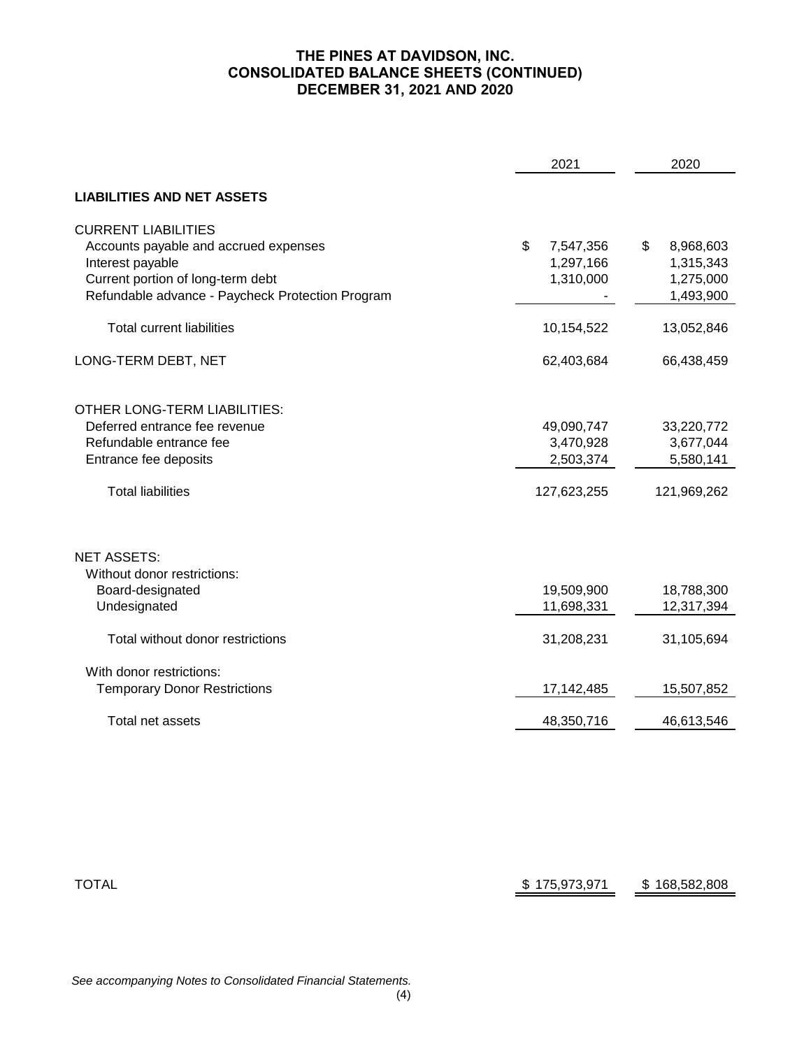# THE PINES AT DAVIDSON, INC.
## CONSOLIDATED BALANCE SHEETS (CONTINUED)
## DECEMBER 31, 2021 AND 2020

| | 2021 | 2020 |
|---|---|---|
| **LIABILITIES AND NET ASSETS** | | |
| CURRENT LIABILITIES | | |
| Accounts payable and accrued expenses | $ 7,547,356 | $ 8,968,603 |
| Interest payable | 1,297,166 | 1,315,343 |
| Current portion of long-term debt | 1,310,000 | 1,275,000 |
| Refundable advance - Paycheck Protection Program | - | 1,493,900 |
| Total current liabilities | 10,154,522 | 13,052,846 |
| LONG-TERM DEBT, NET | 62,403,684 | 66,438,459 |
| OTHER LONG-TERM LIABILITIES: | | |
| Deferred entrance fee revenue | 49,090,747 | 33,220,772 |
| Refundable entrance fee | 3,470,928 | 3,677,044 |
| Entrance fee deposits | 2,503,374 | 5,580,141 |
| Total liabilities | 127,623,255 | 121,969,262 |
| NET ASSETS: | | |
| Without donor restrictions: | | |
| Board-designated | 19,509,900 | 18,788,300 |
| Undesignated | 11,698,331 | 12,317,394 |
| Total without donor restrictions | 31,208,231 | 31,105,694 |
| With donor restrictions: | | |
| Temporary Donor Restrictions | 17,142,485 | 15,507,852 |
| Total net assets | 48,350,716 | 46,613,546 |
| TOTAL | $ 175,973,971 | $ 168,582,808 |

*See accompanying Notes to Consolidated Financial Statements.*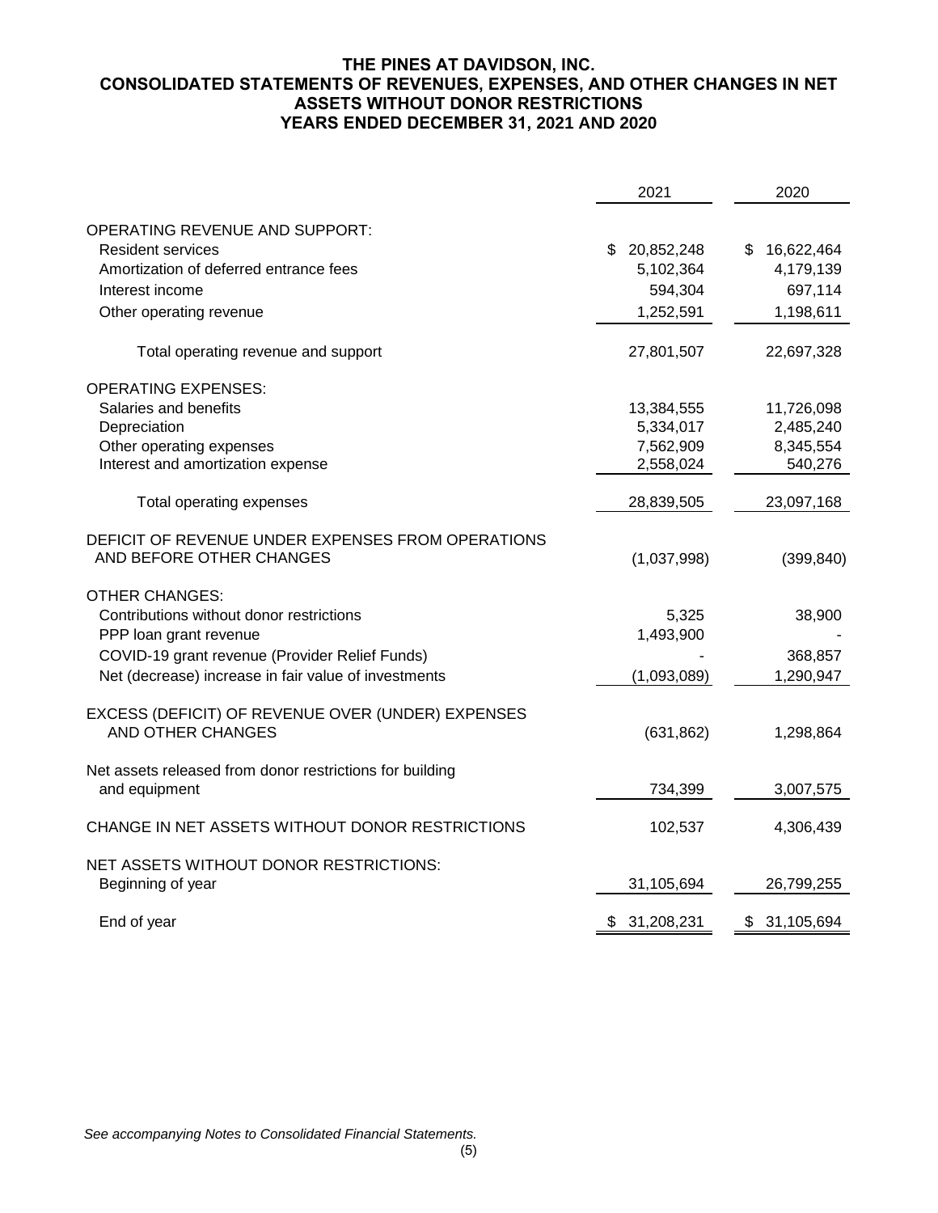# THE PINES AT DAVIDSON, INC.
## CONSOLIDATED STATEMENTS OF REVENUES, EXPENSES, AND OTHER CHANGES IN NET ASSETS WITHOUT DONOR RESTRICTIONS
### YEARS ENDED DECEMBER 31, 2021 AND 2020

| | 2021 | 2020 |
|---|---|---|
| OPERATING REVENUE AND SUPPORT: | | |
| Resident services | $ 20,852,248 | $ 16,622,464 |
| Amortization of deferred entrance fees | 5,102,364 | 4,179,139 |
| Interest income | 594,304 | 697,114 |
| Other operating revenue | 1,252,591 | 1,198,611 |
| Total operating revenue and support | 27,801,507 | 22,697,328 |
| OPERATING EXPENSES: | | |
| Salaries and benefits | 13,384,555 | 11,726,098 |
| Depreciation | 5,334,017 | 2,485,240 |
| Other operating expenses | 7,562,909 | 8,345,554 |
| Interest and amortization expense | 2,558,024 | 540,276 |
| Total operating expenses | 28,839,505 | 23,097,168 |
| DEFICIT OF REVENUE UNDER EXPENSES FROM OPERATIONS AND BEFORE OTHER CHANGES | (1,037,998) | (399,840) |
| OTHER CHANGES: | | |
| Contributions without donor restrictions | 5,325 | 38,900 |
| PPP loan grant revenue | 1,493,900 | - |
| COVID-19 grant revenue (Provider Relief Funds) | - | 368,857 |
| Net (decrease) increase in fair value of investments | (1,093,089) | 1,290,947 |
| EXCESS (DEFICIT) OF REVENUE OVER (UNDER) EXPENSES AND OTHER CHANGES | (631,862) | 1,298,864 |
| Net assets released from donor restrictions for building and equipment | 734,399 | 3,007,575 |
| CHANGE IN NET ASSETS WITHOUT DONOR RESTRICTIONS | 102,537 | 4,306,439 |
| NET ASSETS WITHOUT DONOR RESTRICTIONS: | | |
| Beginning of year | 31,105,694 | 26,799,255 |
| End of year | $ 31,208,231 | $ 31,105,694 |

*See accompanying Notes to Consolidated Financial Statements.*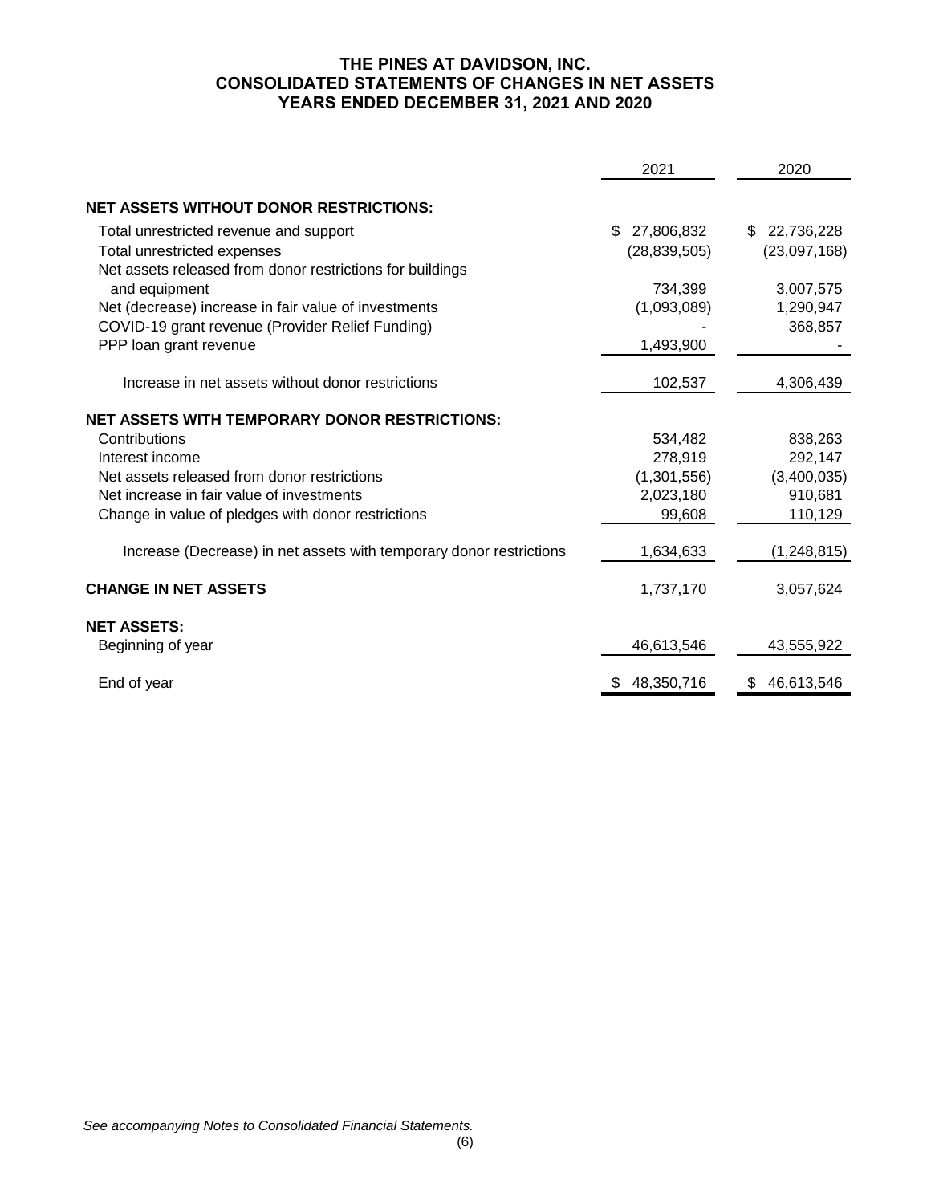# THE PINES AT DAVIDSON, INC.
## CONSOLIDATED STATEMENTS OF CHANGES IN NET ASSETS
### YEARS ENDED DECEMBER 31, 2021 AND 2020

| | 2021 | 2020 |
|---|---|---|
| **NET ASSETS WITHOUT DONOR RESTRICTIONS:** | | |
| Total unrestricted revenue and support | $ 27,806,832 | $ 22,736,228 |
| Total unrestricted expenses | (28,839,505) | (23,097,168) |
| Net assets released from donor restrictions for buildings and equipment | 734,399 | 3,007,575 |
| Net (decrease) increase in fair value of investments | (1,093,089) | 1,290,947 |
| COVID-19 grant revenue (Provider Relief Funding) | - | 368,857 |
| PPP loan grant revenue | 1,493,900 | - |
| Increase in net assets without donor restrictions | 102,537 | 4,306,439 |
| **NET ASSETS WITH TEMPORARY DONOR RESTRICTIONS:** | | |
| Contributions | 534,482 | 838,263 |
| Interest income | 278,919 | 292,147 |
| Net assets released from donor restrictions | (1,301,556) | (3,400,035) |
| Net increase in fair value of investments | 2,023,180 | 910,681 |
| Change in value of pledges with donor restrictions | 99,608 | 110,129 |
| Increase (Decrease) in net assets with temporary donor restrictions | 1,634,633 | (1,248,815) |
| **CHANGE IN NET ASSETS** | 1,737,170 | 3,057,624 |
| **NET ASSETS:** | | |
| Beginning of year | 46,613,546 | 43,555,922 |
| End of year | $ 48,350,716 | $ 46,613,546 |

*See accompanying Notes to Consolidated Financial Statements.*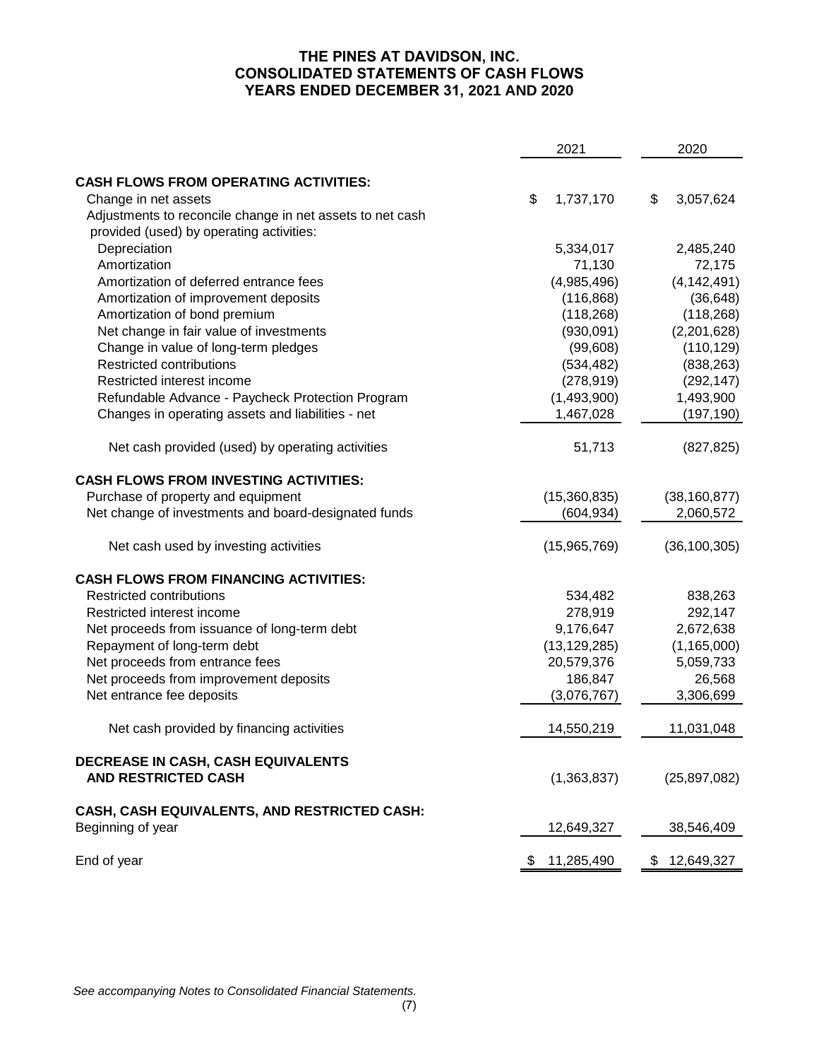# THE PINES AT DAVIDSON, INC.
## CONSOLIDATED STATEMENTS OF CASH FLOWS
## YEARS ENDED DECEMBER 31, 2021 AND 2020

| | 2021 | 2020 |
|---|---|---|
| **CASH FLOWS FROM OPERATING ACTIVITIES:** | | |
| Change in net assets | $ 1,737,170 | $ 3,057,624 |
| Adjustments to reconcile change in net assets to net cash provided (used) by operating activities: | | |
| Depreciation | 5,334,017 | 2,485,240 |
| Amortization | 71,130 | 72,175 |
| Amortization of deferred entrance fees | (4,985,496) | (4,142,491) |
| Amortization of improvement deposits | (116,868) | (36,648) |
| Amortization of bond premium | (118,268) | (118,268) |
| Net change in fair value of investments | (930,091) | (2,201,628) |
| Change in value of long-term pledges | (99,608) | (110,129) |
| Restricted contributions | (534,482) | (838,263) |
| Restricted interest income | (278,919) | (292,147) |
| Refundable Advance - Paycheck Protection Program | (1,493,900) | 1,493,900 |
| Changes in operating assets and liabilities - net | 1,467,028 | (197,190) |
| Net cash provided (used) by operating activities | 51,713 | (827,825) |
| **CASH FLOWS FROM INVESTING ACTIVITIES:** | | |
| Purchase of property and equipment | (15,360,835) | (38,160,877) |
| Net change of investments and board-designated funds | (604,934) | 2,060,572 |
| Net cash used by investing activities | (15,965,769) | (36,100,305) |
| **CASH FLOWS FROM FINANCING ACTIVITIES:** | | |
| Restricted contributions | 534,482 | 838,263 |
| Restricted interest income | 278,919 | 292,147 |
| Net proceeds from issuance of long-term debt | 9,176,647 | 2,672,638 |
| Repayment of long-term debt | (13,129,285) | (1,165,000) |
| Net proceeds from entrance fees | 20,579,376 | 5,059,733 |
| Net proceeds from improvement deposits | 186,847 | 26,568 |
| Net entrance fee deposits | (3,076,767) | 3,306,699 |
| Net cash provided by financing activities | 14,550,219 | 11,031,048 |
| **DECREASE IN CASH, CASH EQUIVALENTS AND RESTRICTED CASH** | (1,363,837) | (25,897,082) |
| **CASH, CASH EQUIVALENTS, AND RESTRICTED CASH:** | | |
| Beginning of year | 12,649,327 | 38,546,409 |
| End of year | $ 11,285,490 | $ 12,649,327 |

*See accompanying Notes to Consolidated Financial Statements.*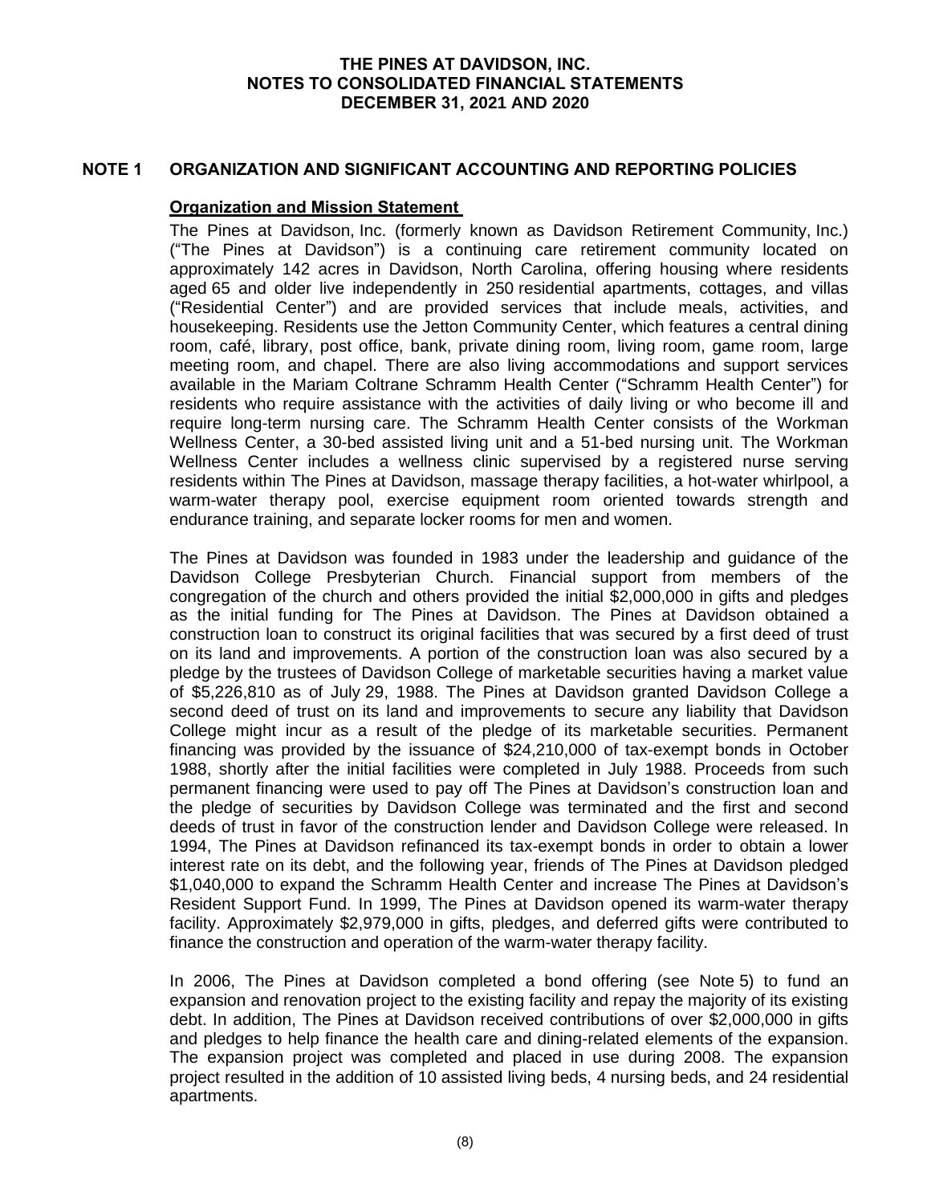# THE PINES AT DAVIDSON, INC.
# NOTES TO CONSOLIDATED FINANCIAL STATEMENTS
# DECEMBER 31, 2021 AND 2020

## NOTE 1 ORGANIZATION AND SIGNIFICANT ACCOUNTING AND REPORTING POLICIES

### Organization and Mission Statement

The Pines at Davidson, Inc. (formerly known as Davidson Retirement Community, Inc.) ("The Pines at Davidson") is a continuing care retirement community located on approximately 142 acres in Davidson, North Carolina, offering housing where residents aged 65 and older live independently in 250 residential apartments, cottages, and villas ("Residential Center") and are provided services that include meals, activities, and housekeeping. Residents use the Jetton Community Center, which features a central dining room, café, library, post office, bank, private dining room, living room, game room, large meeting room, and chapel. There are also living accommodations and support services available in the Mariam Coltrane Schramm Health Center ("Schramm Health Center") for residents who require assistance with the activities of daily living or who become ill and require long-term nursing care. The Schramm Health Center consists of the Workman Wellness Center, a 30-bed assisted living unit and a 51-bed nursing unit. The Workman Wellness Center includes a wellness clinic supervised by a registered nurse serving residents within The Pines at Davidson, massage therapy facilities, a hot-water whirlpool, a warm-water therapy pool, exercise equipment room oriented towards strength and endurance training, and separate locker rooms for men and women.

The Pines at Davidson was founded in 1983 under the leadership and guidance of the Davidson College Presbyterian Church. Financial support from members of the congregation of the church and others provided the initial $2,000,000 in gifts and pledges as the initial funding for The Pines at Davidson. The Pines at Davidson obtained a construction loan to construct its original facilities that was secured by a first deed of trust on its land and improvements. A portion of the construction loan was also secured by a pledge by the trustees of Davidson College of marketable securities having a market value of $5,226,810 as of July 29, 1988. The Pines at Davidson granted Davidson College a second deed of trust on its land and improvements to secure any liability that Davidson College might incur as a result of the pledge of its marketable securities. Permanent financing was provided by the issuance of $24,210,000 of tax-exempt bonds in October 1988, shortly after the initial facilities were completed in July 1988. Proceeds from such permanent financing were used to pay off The Pines at Davidson's construction loan and the pledge of securities by Davidson College was terminated and the first and second deeds of trust in favor of the construction lender and Davidson College were released. In 1994, The Pines at Davidson refinanced its tax-exempt bonds in order to obtain a lower interest rate on its debt, and the following year, friends of The Pines at Davidson pledged $1,040,000 to expand the Schramm Health Center and increase The Pines at Davidson's Resident Support Fund. In 1999, The Pines at Davidson opened its warm-water therapy facility. Approximately $2,979,000 in gifts, pledges, and deferred gifts were contributed to finance the construction and operation of the warm-water therapy facility.

In 2006, The Pines at Davidson completed a bond offering (see Note 5) to fund an expansion and renovation project to the existing facility and repay the majority of its existing debt. In addition, The Pines at Davidson received contributions of over $2,000,000 in gifts and pledges to help finance the health care and dining-related elements of the expansion. The expansion project was completed and placed in use during 2008. The expansion project resulted in the addition of 10 assisted living beds, 4 nursing beds, and 24 residential apartments.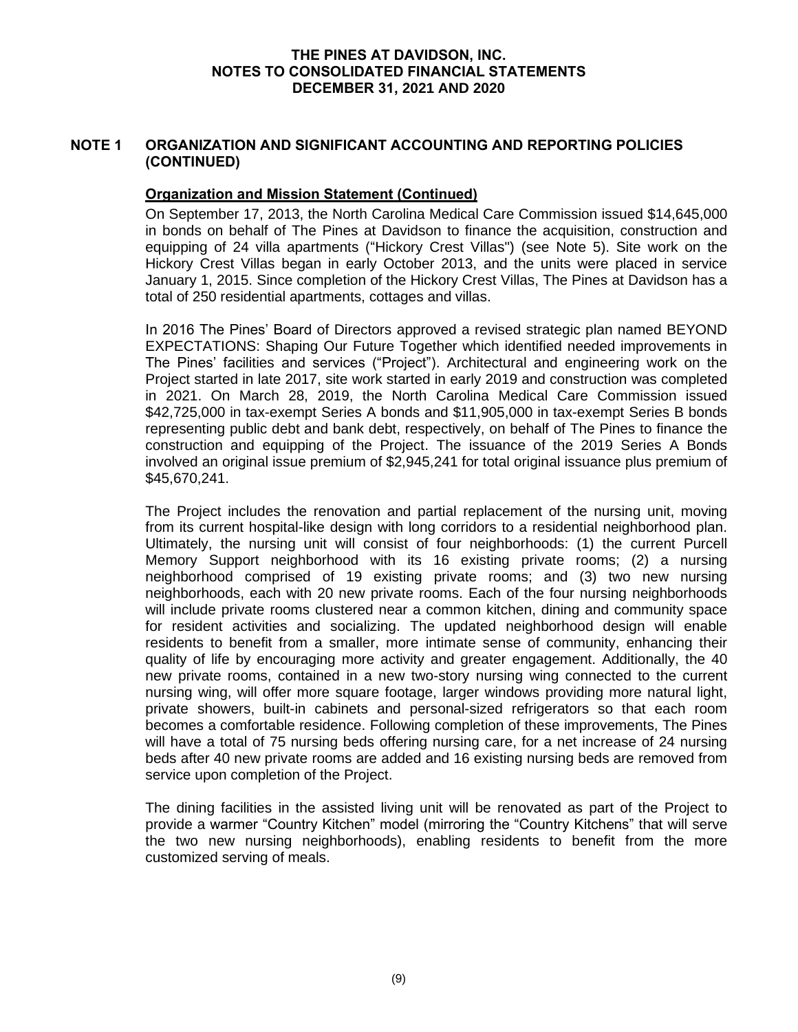# THE PINES AT DAVIDSON, INC.
# NOTES TO CONSOLIDATED FINANCIAL STATEMENTS
# DECEMBER 31, 2021 AND 2020

## NOTE 1 ORGANIZATION AND SIGNIFICANT ACCOUNTING AND REPORTING POLICIES (CONTINUED)

### Organization and Mission Statement (Continued)

On September 17, 2013, the North Carolina Medical Care Commission issued $14,645,000 in bonds on behalf of The Pines at Davidson to finance the acquisition, construction and equipping of 24 villa apartments ("Hickory Crest Villas") (see Note 5). Site work on the Hickory Crest Villas began in early October 2013, and the units were placed in service January 1, 2015. Since completion of the Hickory Crest Villas, The Pines at Davidson has a total of 250 residential apartments, cottages and villas.

In 2016 The Pines' Board of Directors approved a revised strategic plan named BEYOND EXPECTATIONS: Shaping Our Future Together which identified needed improvements in The Pines' facilities and services ("Project"). Architectural and engineering work on the Project started in late 2017, site work started in early 2019 and construction was completed in 2021. On March 28, 2019, the North Carolina Medical Care Commission issued $42,725,000 in tax-exempt Series A bonds and $11,905,000 in tax-exempt Series B bonds representing public debt and bank debt, respectively, on behalf of The Pines to finance the construction and equipping of the Project. The issuance of the 2019 Series A Bonds involved an original issue premium of $2,945,241 for total original issuance plus premium of $45,670,241.

The Project includes the renovation and partial replacement of the nursing unit, moving from its current hospital-like design with long corridors to a residential neighborhood plan. Ultimately, the nursing unit will consist of four neighborhoods: (1) the current Purcell Memory Support neighborhood with its 16 existing private rooms; (2) a nursing neighborhood comprised of 19 existing private rooms; and (3) two new nursing neighborhoods, each with 20 new private rooms. Each of the four nursing neighborhoods will include private rooms clustered near a common kitchen, dining and community space for resident activities and socializing. The updated neighborhood design will enable residents to benefit from a smaller, more intimate sense of community, enhancing their quality of life by encouraging more activity and greater engagement. Additionally, the 40 new private rooms, contained in a new two-story nursing wing connected to the current nursing wing, will offer more square footage, larger windows providing more natural light, private showers, built-in cabinets and personal-sized refrigerators so that each room becomes a comfortable residence. Following completion of these improvements, The Pines will have a total of 75 nursing beds offering nursing care, for a net increase of 24 nursing beds after 40 new private rooms are added and 16 existing nursing beds are removed from service upon completion of the Project.

The dining facilities in the assisted living unit will be renovated as part of the Project to provide a warmer "Country Kitchen" model (mirroring the "Country Kitchens" that will serve the two new nursing neighborhoods), enabling residents to benefit from the more customized serving of meals.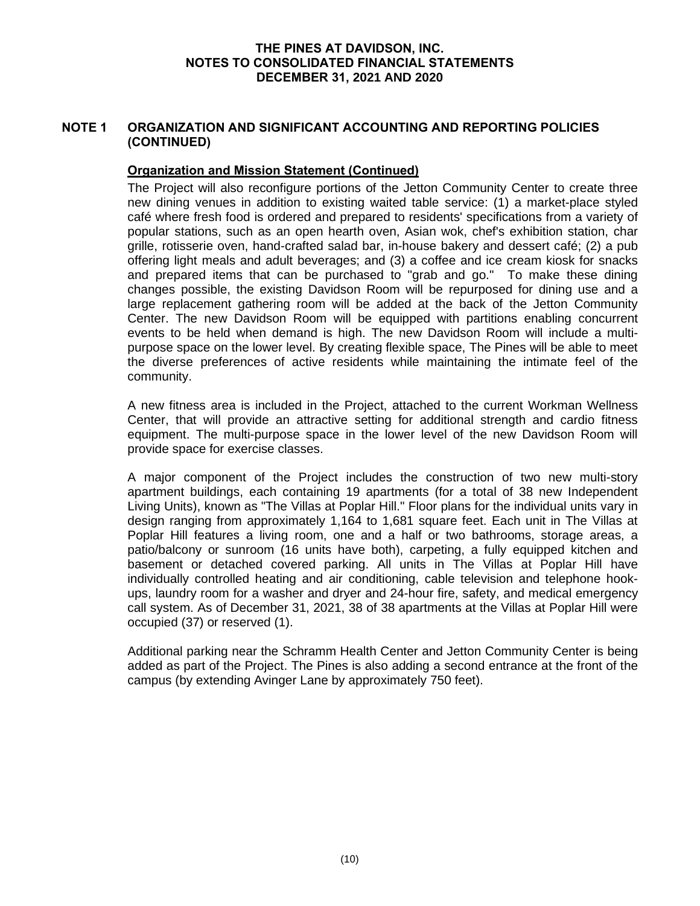## NOTE 1 ORGANIZATION AND SIGNIFICANT ACCOUNTING AND REPORTING POLICIES (CONTINUED)

### Organization and Mission Statement (Continued)

The Project will also reconfigure portions of the Jetton Community Center to create three new dining venues in addition to existing waited table service: (1) a market-place styled café where fresh food is ordered and prepared to residents' specifications from a variety of popular stations, such as an open hearth oven, Asian wok, chef's exhibition station, char grille, rotisserie oven, hand-crafted salad bar, in-house bakery and dessert café; (2) a pub offering light meals and adult beverages; and (3) a coffee and ice cream kiosk for snacks and prepared items that can be purchased to "grab and go." To make these dining changes possible, the existing Davidson Room will be repurposed for dining use and a large replacement gathering room will be added at the back of the Jetton Community Center. The new Davidson Room will be equipped with partitions enabling concurrent events to be held when demand is high. The new Davidson Room will include a multi-purpose space on the lower level. By creating flexible space, The Pines will be able to meet the diverse preferences of active residents while maintaining the intimate feel of the community.

A new fitness area is included in the Project, attached to the current Workman Wellness Center, that will provide an attractive setting for additional strength and cardio fitness equipment. The multi-purpose space in the lower level of the new Davidson Room will provide space for exercise classes.

A major component of the Project includes the construction of two new multi-story apartment buildings, each containing 19 apartments (for a total of 38 new Independent Living Units), known as "The Villas at Poplar Hill." Floor plans for the individual units vary in design ranging from approximately 1,164 to 1,681 square feet. Each unit in The Villas at Poplar Hill features a living room, one and a half or two bathrooms, storage areas, a patio/balcony or sunroom (16 units have both), carpeting, a fully equipped kitchen and basement or detached covered parking. All units in The Villas at Poplar Hill have individually controlled heating and air conditioning, cable television and telephone hook-ups, laundry room for a washer and dryer and 24-hour fire, safety, and medical emergency call system. As of December 31, 2021, 38 of 38 apartments at the Villas at Poplar Hill were occupied (37) or reserved (1).

Additional parking near the Schramm Health Center and Jetton Community Center is being added as part of the Project. The Pines is also adding a second entrance at the front of the campus (by extending Avinger Lane by approximately 750 feet).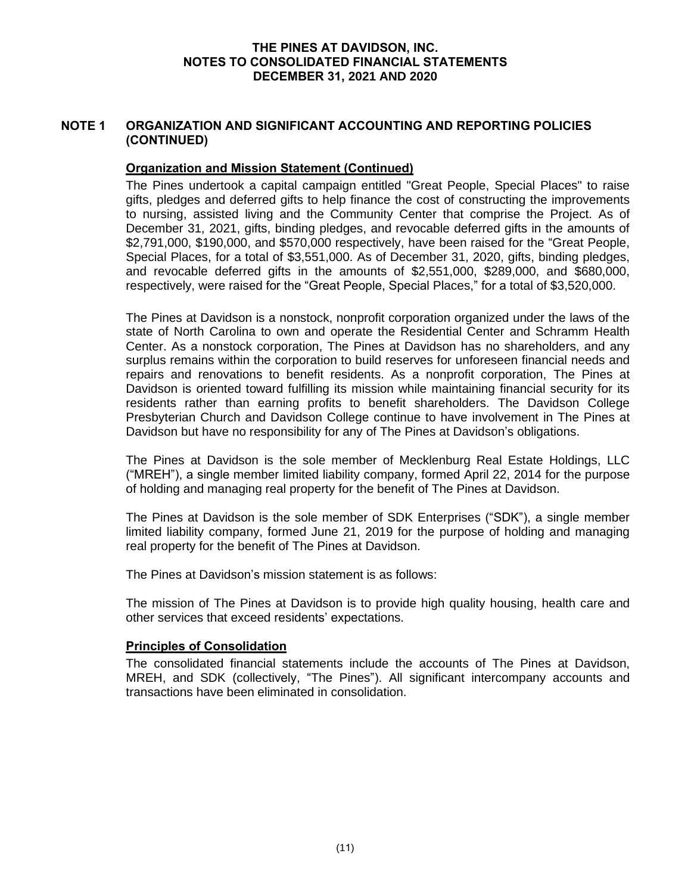## NOTE 1 ORGANIZATION AND SIGNIFICANT ACCOUNTING AND REPORTING POLICIES (CONTINUED)

### Organization and Mission Statement (Continued)

The Pines undertook a capital campaign entitled "Great People, Special Places" to raise gifts, pledges and deferred gifts to help finance the cost of constructing the improvements to nursing, assisted living and the Community Center that comprise the Project. As of December 31, 2021, gifts, binding pledges, and revocable deferred gifts in the amounts of $2,791,000, $190,000, and $570,000 respectively, have been raised for the "Great People, Special Places, for a total of $3,551,000. As of December 31, 2020, gifts, binding pledges, and revocable deferred gifts in the amounts of $2,551,000, $289,000, and $680,000, respectively, were raised for the "Great People, Special Places," for a total of $3,520,000.

The Pines at Davidson is a nonstock, nonprofit corporation organized under the laws of the state of North Carolina to own and operate the Residential Center and Schramm Health Center. As a nonstock corporation, The Pines at Davidson has no shareholders, and any surplus remains within the corporation to build reserves for unforeseen financial needs and repairs and renovations to benefit residents. As a nonprofit corporation, The Pines at Davidson is oriented toward fulfilling its mission while maintaining financial security for its residents rather than earning profits to benefit shareholders. The Davidson College Presbyterian Church and Davidson College continue to have involvement in The Pines at Davidson but have no responsibility for any of The Pines at Davidson's obligations.

The Pines at Davidson is the sole member of Mecklenburg Real Estate Holdings, LLC ("MREH"), a single member limited liability company, formed April 22, 2014 for the purpose of holding and managing real property for the benefit of The Pines at Davidson.

The Pines at Davidson is the sole member of SDK Enterprises ("SDK"), a single member limited liability company, formed June 21, 2019 for the purpose of holding and managing real property for the benefit of The Pines at Davidson.

The Pines at Davidson's mission statement is as follows:

The mission of The Pines at Davidson is to provide high quality housing, health care and other services that exceed residents' expectations.

### Principles of Consolidation

The consolidated financial statements include the accounts of The Pines at Davidson, MREH, and SDK (collectively, "The Pines"). All significant intercompany accounts and transactions have been eliminated in consolidation.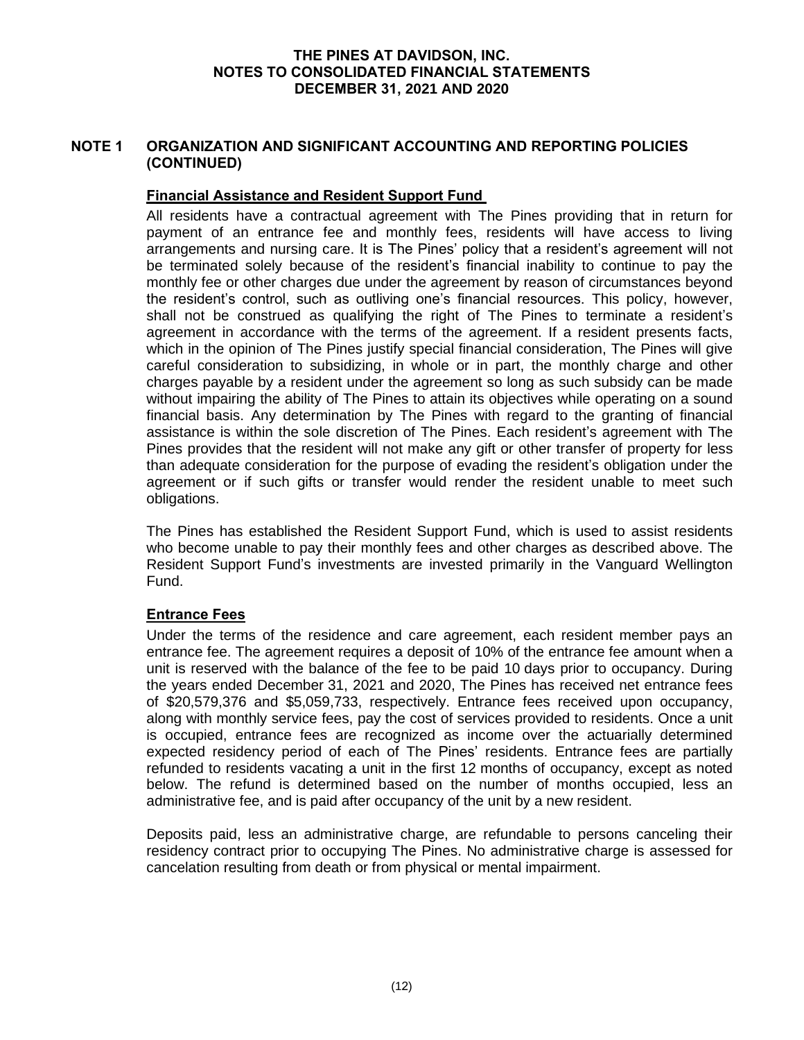## NOTE 1 ORGANIZATION AND SIGNIFICANT ACCOUNTING AND REPORTING POLICIES (CONTINUED)

### Financial Assistance and Resident Support Fund

All residents have a contractual agreement with The Pines providing that in return for payment of an entrance fee and monthly fees, residents will have access to living arrangements and nursing care. It is The Pines' policy that a resident's agreement will not be terminated solely because of the resident's financial inability to continue to pay the monthly fee or other charges due under the agreement by reason of circumstances beyond the resident's control, such as outliving one's financial resources. This policy, however, shall not be construed as qualifying the right of The Pines to terminate a resident's agreement in accordance with the terms of the agreement. If a resident presents facts, which in the opinion of The Pines justify special financial consideration, The Pines will give careful consideration to subsidizing, in whole or in part, the monthly charge and other charges payable by a resident under the agreement so long as such subsidy can be made without impairing the ability of The Pines to attain its objectives while operating on a sound financial basis. Any determination by The Pines with regard to the granting of financial assistance is within the sole discretion of The Pines. Each resident's agreement with The Pines provides that the resident will not make any gift or other transfer of property for less than adequate consideration for the purpose of evading the resident's obligation under the agreement or if such gifts or transfer would render the resident unable to meet such obligations.

The Pines has established the Resident Support Fund, which is used to assist residents who become unable to pay their monthly fees and other charges as described above. The Resident Support Fund's investments are invested primarily in the Vanguard Wellington Fund.

### Entrance Fees

Under the terms of the residence and care agreement, each resident member pays an entrance fee. The agreement requires a deposit of 10% of the entrance fee amount when a unit is reserved with the balance of the fee to be paid 10 days prior to occupancy. During the years ended December 31, 2021 and 2020, The Pines has received net entrance fees of $20,579,376 and $5,059,733, respectively. Entrance fees received upon occupancy, along with monthly service fees, pay the cost of services provided to residents. Once a unit is occupied, entrance fees are recognized as income over the actuarially determined expected residency period of each of The Pines' residents. Entrance fees are partially refunded to residents vacating a unit in the first 12 months of occupancy, except as noted below. The refund is determined based on the number of months occupied, less an administrative fee, and is paid after occupancy of the unit by a new resident.

Deposits paid, less an administrative charge, are refundable to persons canceling their residency contract prior to occupying The Pines. No administrative charge is assessed for cancelation resulting from death or from physical or mental impairment.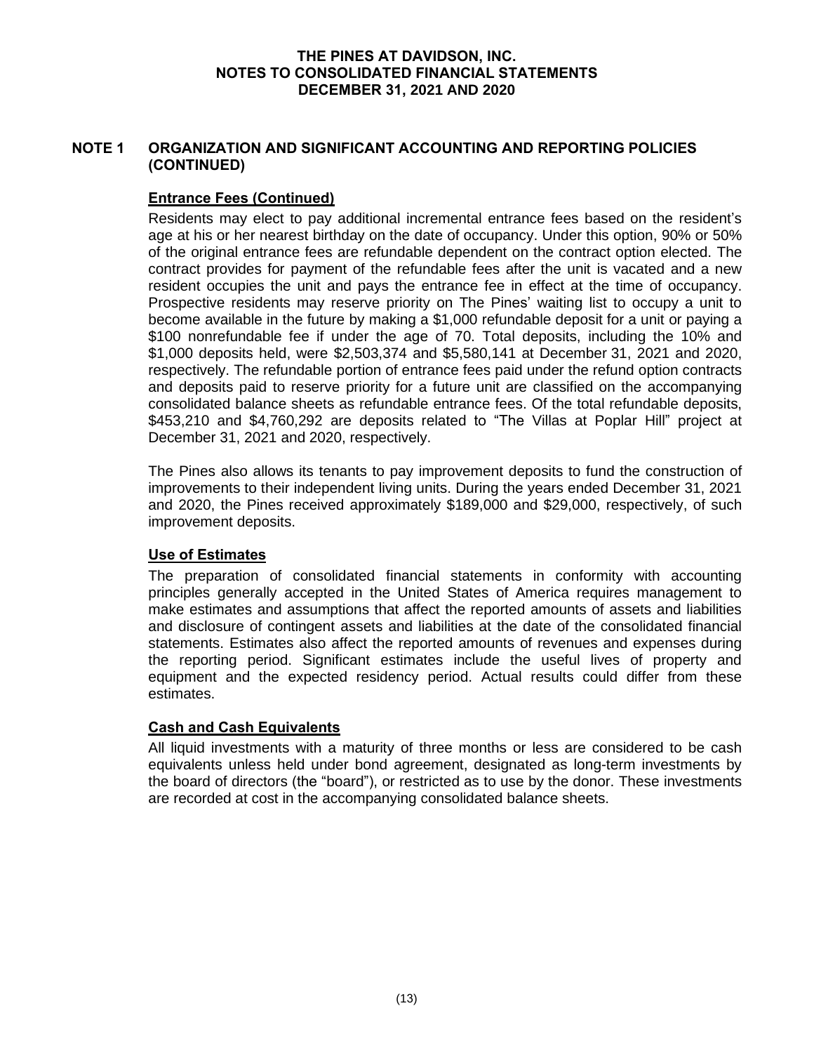## NOTE 1 ORGANIZATION AND SIGNIFICANT ACCOUNTING AND REPORTING POLICIES (CONTINUED)

### Entrance Fees (Continued)

Residents may elect to pay additional incremental entrance fees based on the resident's age at his or her nearest birthday on the date of occupancy. Under this option, 90% or 50% of the original entrance fees are refundable dependent on the contract option elected. The contract provides for payment of the refundable fees after the unit is vacated and a new resident occupies the unit and pays the entrance fee in effect at the time of occupancy. Prospective residents may reserve priority on The Pines' waiting list to occupy a unit to become available in the future by making a $1,000 refundable deposit for a unit or paying a $100 nonrefundable fee if under the age of 70. Total deposits, including the 10% and $1,000 deposits held, were $2,503,374 and $5,580,141 at December 31, 2021 and 2020, respectively. The refundable portion of entrance fees paid under the refund option contracts and deposits paid to reserve priority for a future unit are classified on the accompanying consolidated balance sheets as refundable entrance fees. Of the total refundable deposits, $453,210 and $4,760,292 are deposits related to "The Villas at Poplar Hill" project at December 31, 2021 and 2020, respectively.

The Pines also allows its tenants to pay improvement deposits to fund the construction of improvements to their independent living units. During the years ended December 31, 2021 and 2020, the Pines received approximately $189,000 and $29,000, respectively, of such improvement deposits.

### Use of Estimates

The preparation of consolidated financial statements in conformity with accounting principles generally accepted in the United States of America requires management to make estimates and assumptions that affect the reported amounts of assets and liabilities and disclosure of contingent assets and liabilities at the date of the consolidated financial statements. Estimates also affect the reported amounts of revenues and expenses during the reporting period. Significant estimates include the useful lives of property and equipment and the expected residency period. Actual results could differ from these estimates.

### Cash and Cash Equivalents

All liquid investments with a maturity of three months or less are considered to be cash equivalents unless held under bond agreement, designated as long-term investments by the board of directors (the "board"), or restricted as to use by the donor. These investments are recorded at cost in the accompanying consolidated balance sheets.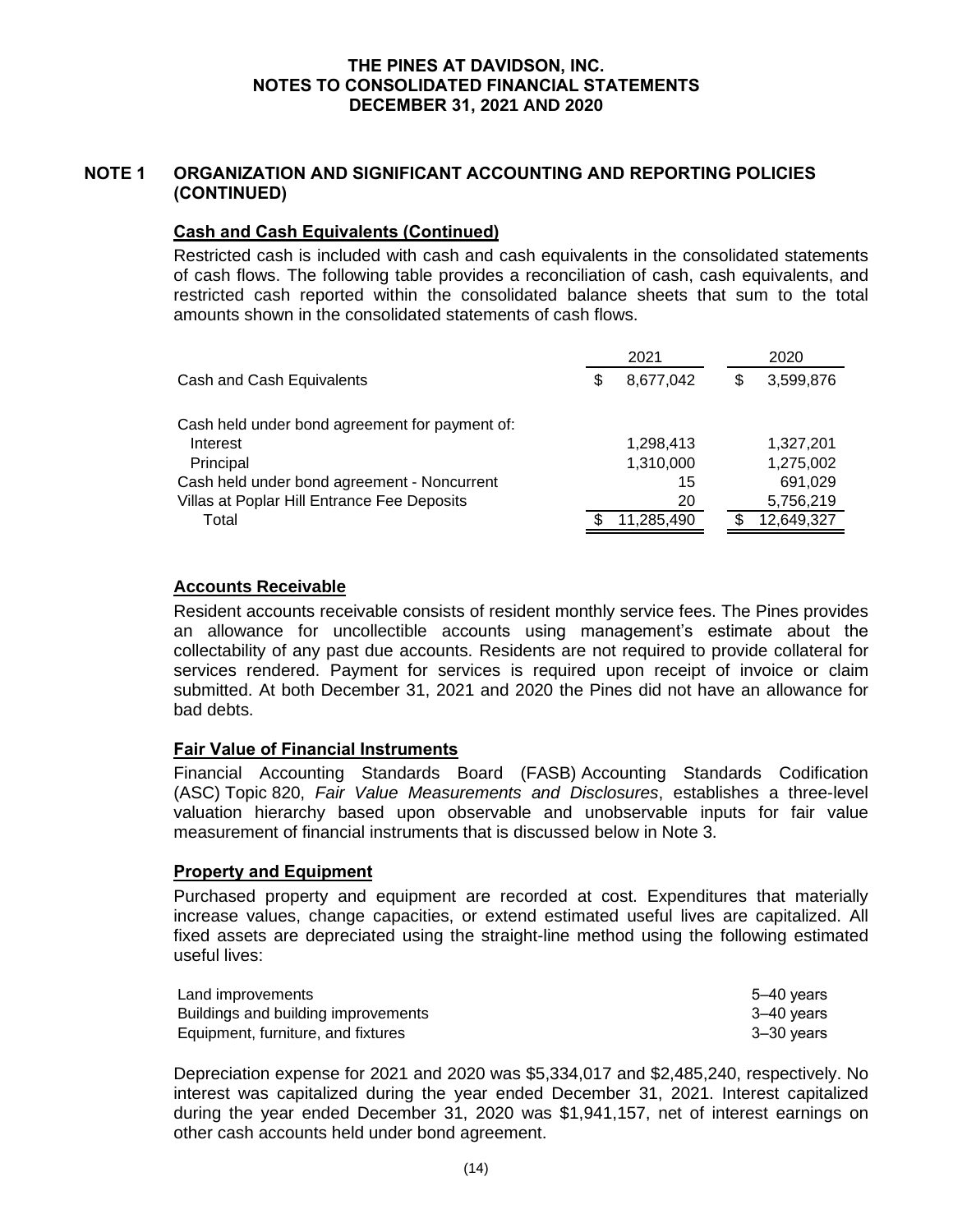# THE PINES AT DAVIDSON, INC.
# NOTES TO CONSOLIDATED FINANCIAL STATEMENTS
# DECEMBER 31, 2021 AND 2020

## NOTE 1 ORGANIZATION AND SIGNIFICANT ACCOUNTING AND REPORTING POLICIES (CONTINUED)

### Cash and Cash Equivalents (Continued)

Restricted cash is included with cash and cash equivalents in the consolidated statements of cash flows. The following table provides a reconciliation of cash, cash equivalents, and restricted cash reported within the consolidated balance sheets that sum to the total amounts shown in the consolidated statements of cash flows.

| | 2021 | 2020 |
|---|---|---|
| Cash and Cash Equivalents | $ 8,677,042 | $ 3,599,876 |
| Cash held under bond agreement for payment of: | | |
| Interest | 1,298,413 | 1,327,201 |
| Principal | 1,310,000 | 1,275,002 |
| Cash held under bond agreement - Noncurrent | 15 | 691,029 |
| Villas at Poplar Hill Entrance Fee Deposits | 20 | 5,756,219 |
| Total | $ 11,285,490 | $ 12,649,327 |

### Accounts Receivable

Resident accounts receivable consists of resident monthly service fees. The Pines provides an allowance for uncollectible accounts using management's estimate about the collectability of any past due accounts. Residents are not required to provide collateral for services rendered. Payment for services is required upon receipt of invoice or claim submitted. At both December 31, 2021 and 2020 the Pines did not have an allowance for bad debts.

### Fair Value of Financial Instruments

Financial Accounting Standards Board (FASB) Accounting Standards Codification (ASC) Topic 820, *Fair Value Measurements and Disclosures*, establishes a three-level valuation hierarchy based upon observable and unobservable inputs for fair value measurement of financial instruments that is discussed below in Note 3.

### Property and Equipment

Purchased property and equipment are recorded at cost. Expenditures that materially increase values, change capacities, or extend estimated useful lives are capitalized. All fixed assets are depreciated using the straight-line method using the following estimated useful lives:

| | |
|---|---|
| Land improvements | 5–40 years |
| Buildings and building improvements | 3–40 years |
| Equipment, furniture, and fixtures | 3–30 years |

Depreciation expense for 2021 and 2020 was $5,334,017 and $2,485,240, respectively. No interest was capitalized during the year ended December 31, 2021. Interest capitalized during the year ended December 31, 2020 was $1,941,157, net of interest earnings on other cash accounts held under bond agreement.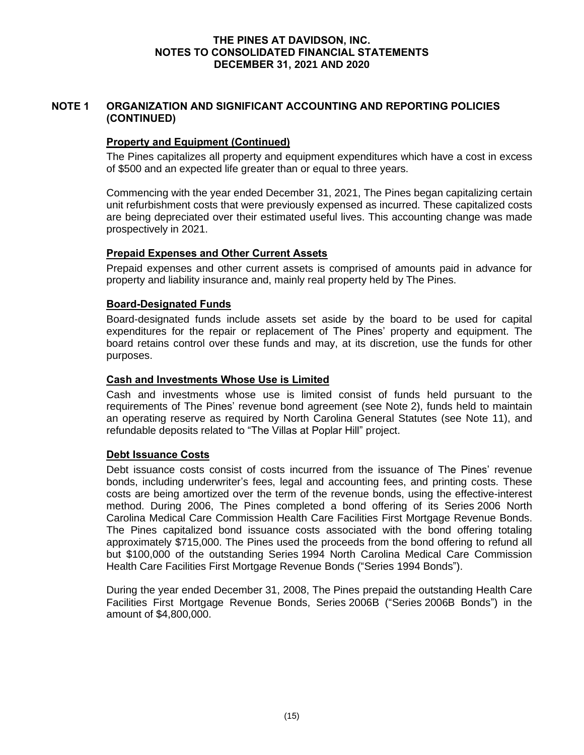## NOTE 1 ORGANIZATION AND SIGNIFICANT ACCOUNTING AND REPORTING POLICIES (CONTINUED)

### Property and Equipment (Continued)

The Pines capitalizes all property and equipment expenditures which have a cost in excess of $500 and an expected life greater than or equal to three years.

Commencing with the year ended December 31, 2021, The Pines began capitalizing certain unit refurbishment costs that were previously expensed as incurred. These capitalized costs are being depreciated over their estimated useful lives. This accounting change was made prospectively in 2021.

### Prepaid Expenses and Other Current Assets

Prepaid expenses and other current assets is comprised of amounts paid in advance for property and liability insurance and, mainly real property held by The Pines.

### Board-Designated Funds

Board-designated funds include assets set aside by the board to be used for capital expenditures for the repair or replacement of The Pines' property and equipment. The board retains control over these funds and may, at its discretion, use the funds for other purposes.

### Cash and Investments Whose Use is Limited

Cash and investments whose use is limited consist of funds held pursuant to the requirements of The Pines' revenue bond agreement (see Note 2), funds held to maintain an operating reserve as required by North Carolina General Statutes (see Note 11), and refundable deposits related to "The Villas at Poplar Hill" project.

### Debt Issuance Costs

Debt issuance costs consist of costs incurred from the issuance of The Pines' revenue bonds, including underwriter's fees, legal and accounting fees, and printing costs. These costs are being amortized over the term of the revenue bonds, using the effective-interest method. During 2006, The Pines completed a bond offering of its Series 2006 North Carolina Medical Care Commission Health Care Facilities First Mortgage Revenue Bonds. The Pines capitalized bond issuance costs associated with the bond offering totaling approximately $715,000. The Pines used the proceeds from the bond offering to refund all but $100,000 of the outstanding Series 1994 North Carolina Medical Care Commission Health Care Facilities First Mortgage Revenue Bonds ("Series 1994 Bonds").

During the year ended December 31, 2008, The Pines prepaid the outstanding Health Care Facilities First Mortgage Revenue Bonds, Series 2006B ("Series 2006B Bonds") in the amount of $4,800,000.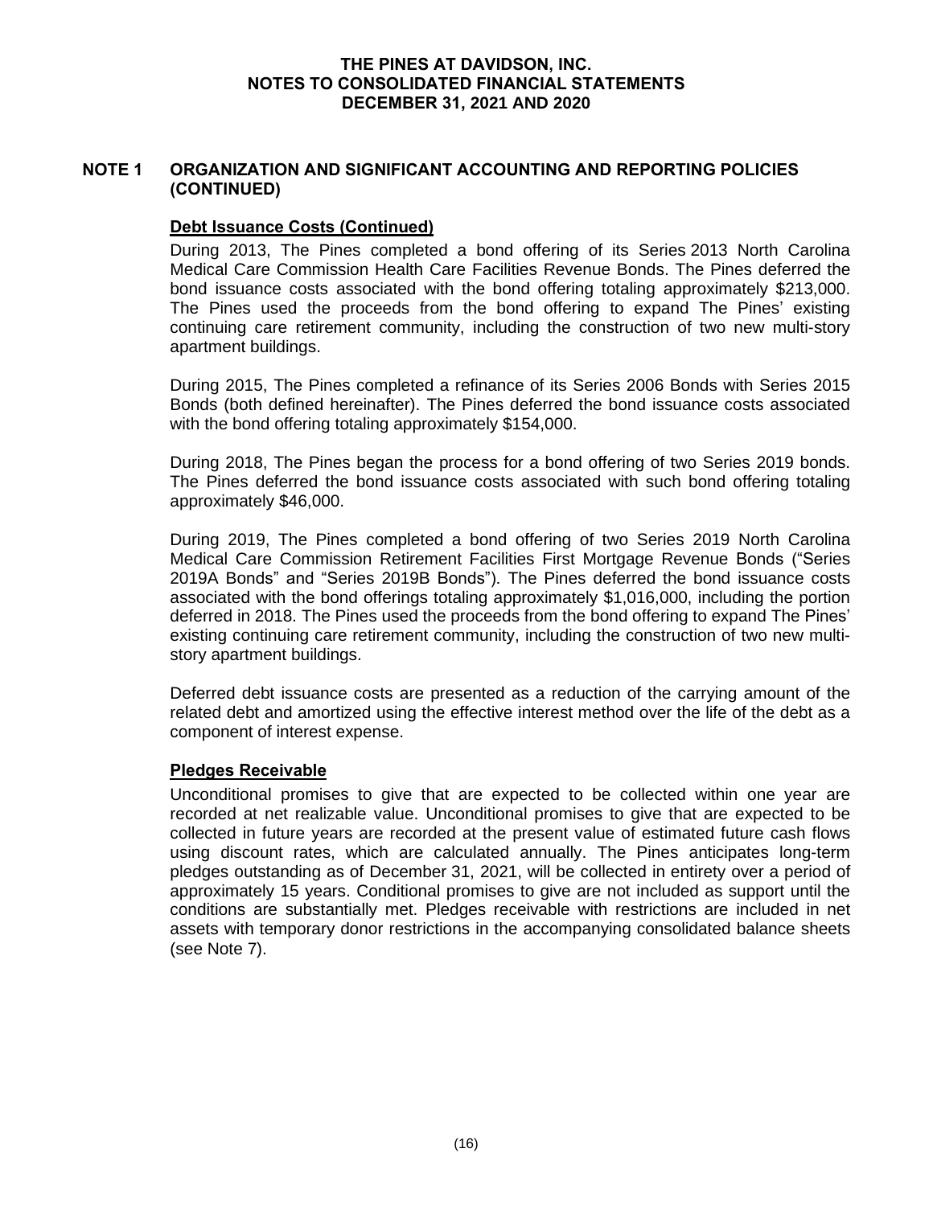## NOTE 1 ORGANIZATION AND SIGNIFICANT ACCOUNTING AND REPORTING POLICIES (CONTINUED)

### Debt Issuance Costs (Continued)

During 2013, The Pines completed a bond offering of its Series 2013 North Carolina Medical Care Commission Health Care Facilities Revenue Bonds. The Pines deferred the bond issuance costs associated with the bond offering totaling approximately $213,000. The Pines used the proceeds from the bond offering to expand The Pines' existing continuing care retirement community, including the construction of two new multi-story apartment buildings.

During 2015, The Pines completed a refinance of its Series 2006 Bonds with Series 2015 Bonds (both defined hereinafter). The Pines deferred the bond issuance costs associated with the bond offering totaling approximately $154,000.

During 2018, The Pines began the process for a bond offering of two Series 2019 bonds. The Pines deferred the bond issuance costs associated with such bond offering totaling approximately $46,000.

During 2019, The Pines completed a bond offering of two Series 2019 North Carolina Medical Care Commission Retirement Facilities First Mortgage Revenue Bonds ("Series 2019A Bonds" and "Series 2019B Bonds"). The Pines deferred the bond issuance costs associated with the bond offerings totaling approximately $1,016,000, including the portion deferred in 2018. The Pines used the proceeds from the bond offering to expand The Pines' existing continuing care retirement community, including the construction of two new multi-story apartment buildings.

Deferred debt issuance costs are presented as a reduction of the carrying amount of the related debt and amortized using the effective interest method over the life of the debt as a component of interest expense.

### Pledges Receivable

Unconditional promises to give that are expected to be collected within one year are recorded at net realizable value. Unconditional promises to give that are expected to be collected in future years are recorded at the present value of estimated future cash flows using discount rates, which are calculated annually. The Pines anticipates long-term pledges outstanding as of December 31, 2021, will be collected in entirety over a period of approximately 15 years. Conditional promises to give are not included as support until the conditions are substantially met. Pledges receivable with restrictions are included in net assets with temporary donor restrictions in the accompanying consolidated balance sheets (see Note 7).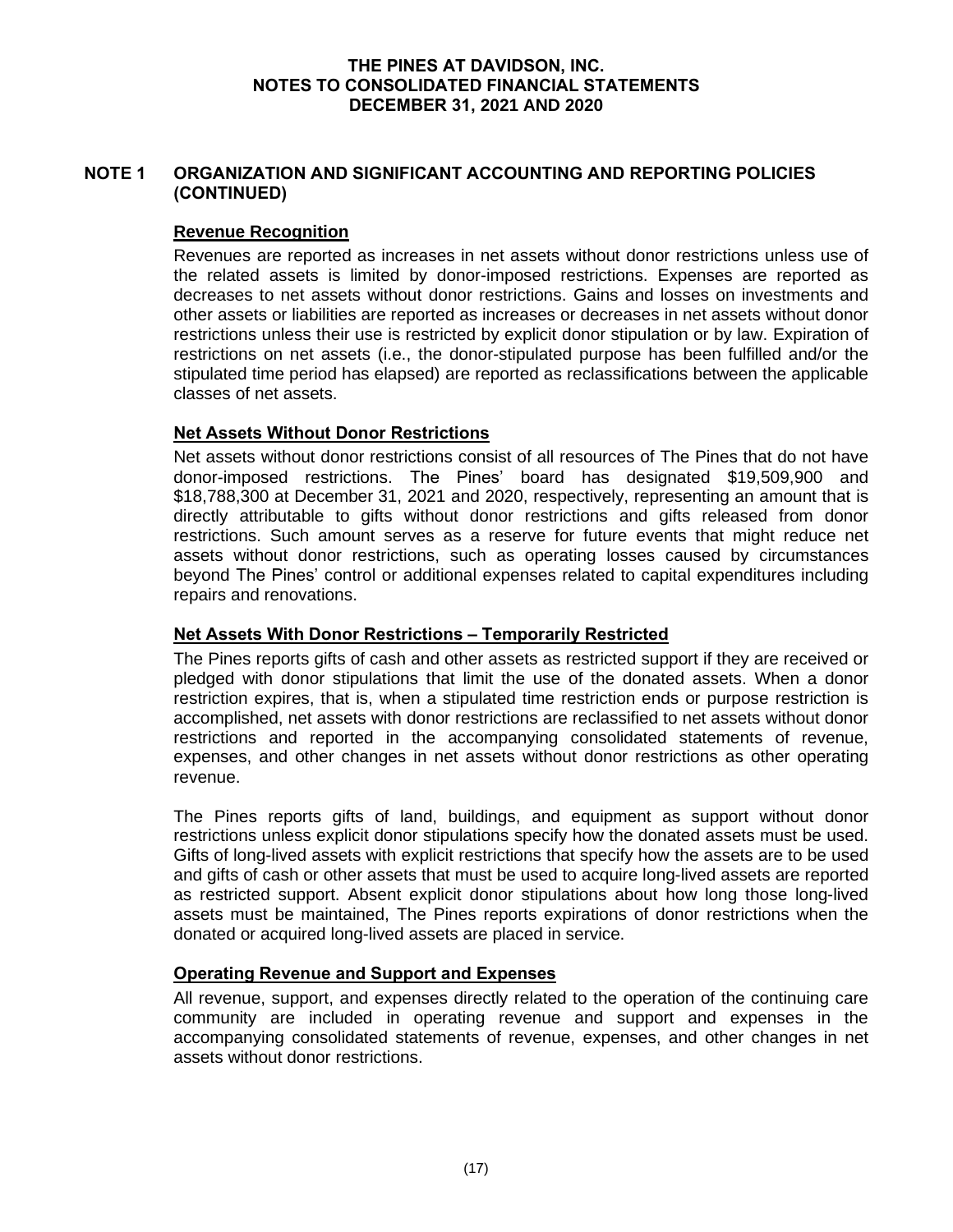## NOTE 1 ORGANIZATION AND SIGNIFICANT ACCOUNTING AND REPORTING POLICIES (CONTINUED)

### Revenue Recognition

Revenues are reported as increases in net assets without donor restrictions unless use of the related assets is limited by donor-imposed restrictions. Expenses are reported as decreases to net assets without donor restrictions. Gains and losses on investments and other assets or liabilities are reported as increases or decreases in net assets without donor restrictions unless their use is restricted by explicit donor stipulation or by law. Expiration of restrictions on net assets (i.e., the donor-stipulated purpose has been fulfilled and/or the stipulated time period has elapsed) are reported as reclassifications between the applicable classes of net assets.

### Net Assets Without Donor Restrictions

Net assets without donor restrictions consist of all resources of The Pines that do not have donor-imposed restrictions. The Pines' board has designated $19,509,900 and $18,788,300 at December 31, 2021 and 2020, respectively, representing an amount that is directly attributable to gifts without donor restrictions and gifts released from donor restrictions. Such amount serves as a reserve for future events that might reduce net assets without donor restrictions, such as operating losses caused by circumstances beyond The Pines' control or additional expenses related to capital expenditures including repairs and renovations.

### Net Assets With Donor Restrictions – Temporarily Restricted

The Pines reports gifts of cash and other assets as restricted support if they are received or pledged with donor stipulations that limit the use of the donated assets. When a donor restriction expires, that is, when a stipulated time restriction ends or purpose restriction is accomplished, net assets with donor restrictions are reclassified to net assets without donor restrictions and reported in the accompanying consolidated statements of revenue, expenses, and other changes in net assets without donor restrictions as other operating revenue.

The Pines reports gifts of land, buildings, and equipment as support without donor restrictions unless explicit donor stipulations specify how the donated assets must be used. Gifts of long-lived assets with explicit restrictions that specify how the assets are to be used and gifts of cash or other assets that must be used to acquire long-lived assets are reported as restricted support. Absent explicit donor stipulations about how long those long-lived assets must be maintained, The Pines reports expirations of donor restrictions when the donated or acquired long-lived assets are placed in service.

### Operating Revenue and Support and Expenses

All revenue, support, and expenses directly related to the operation of the continuing care community are included in operating revenue and support and expenses in the accompanying consolidated statements of revenue, expenses, and other changes in net assets without donor restrictions.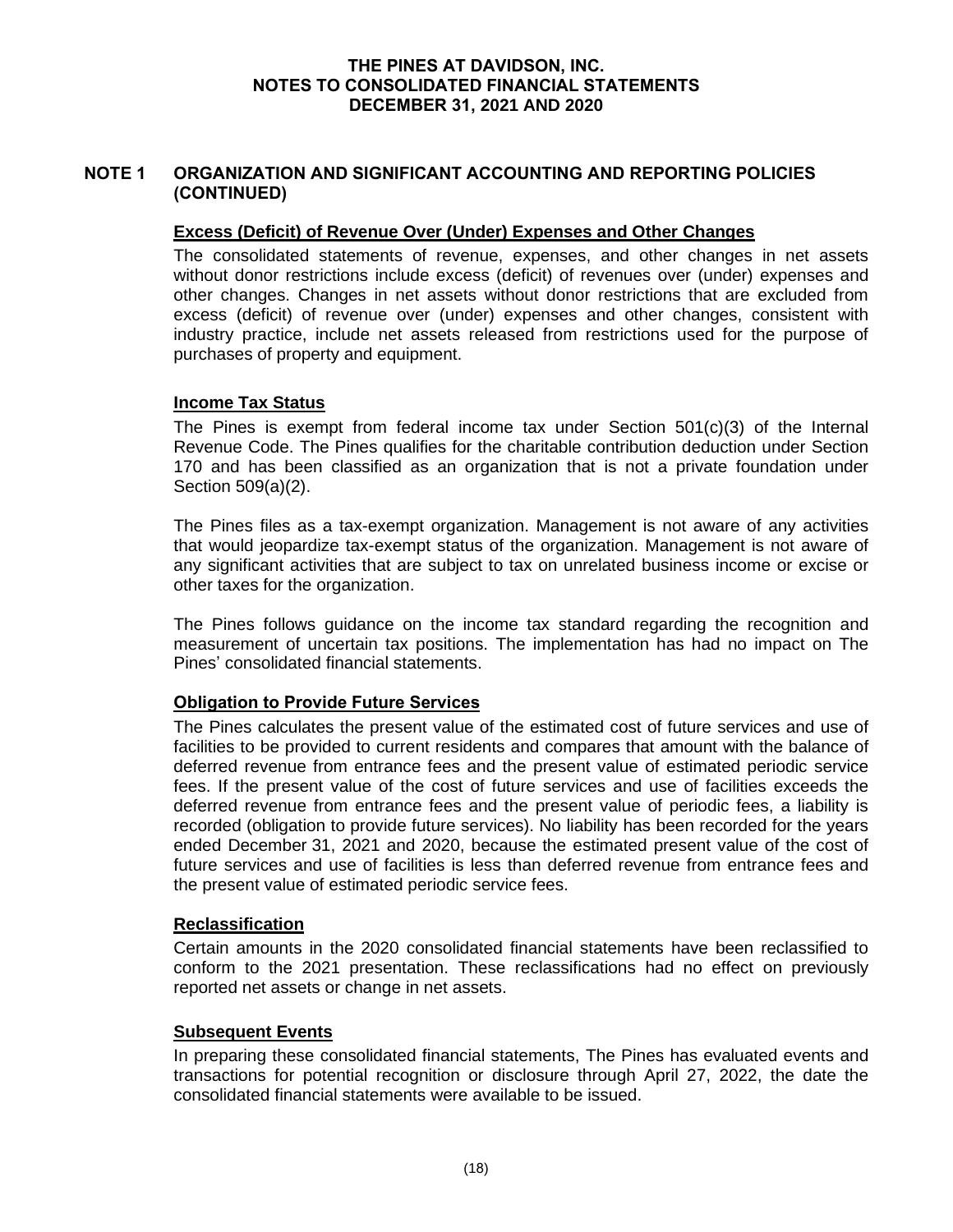## NOTE 1 ORGANIZATION AND SIGNIFICANT ACCOUNTING AND REPORTING POLICIES (CONTINUED)

### Excess (Deficit) of Revenue Over (Under) Expenses and Other Changes

The consolidated statements of revenue, expenses, and other changes in net assets without donor restrictions include excess (deficit) of revenues over (under) expenses and other changes. Changes in net assets without donor restrictions that are excluded from excess (deficit) of revenue over (under) expenses and other changes, consistent with industry practice, include net assets released from restrictions used for the purpose of purchases of property and equipment.

### Income Tax Status

The Pines is exempt from federal income tax under Section 501(c)(3) of the Internal Revenue Code. The Pines qualifies for the charitable contribution deduction under Section 170 and has been classified as an organization that is not a private foundation under Section 509(a)(2).

The Pines files as a tax-exempt organization. Management is not aware of any activities that would jeopardize tax-exempt status of the organization. Management is not aware of any significant activities that are subject to tax on unrelated business income or excise or other taxes for the organization.

The Pines follows guidance on the income tax standard regarding the recognition and measurement of uncertain tax positions. The implementation has had no impact on The Pines' consolidated financial statements.

### Obligation to Provide Future Services

The Pines calculates the present value of the estimated cost of future services and use of facilities to be provided to current residents and compares that amount with the balance of deferred revenue from entrance fees and the present value of estimated periodic service fees. If the present value of the cost of future services and use of facilities exceeds the deferred revenue from entrance fees and the present value of periodic fees, a liability is recorded (obligation to provide future services). No liability has been recorded for the years ended December 31, 2021 and 2020, because the estimated present value of the cost of future services and use of facilities is less than deferred revenue from entrance fees and the present value of estimated periodic service fees.

### Reclassification

Certain amounts in the 2020 consolidated financial statements have been reclassified to conform to the 2021 presentation. These reclassifications had no effect on previously reported net assets or change in net assets.

### Subsequent Events

In preparing these consolidated financial statements, The Pines has evaluated events and transactions for potential recognition or disclosure through April 27, 2022, the date the consolidated financial statements were available to be issued.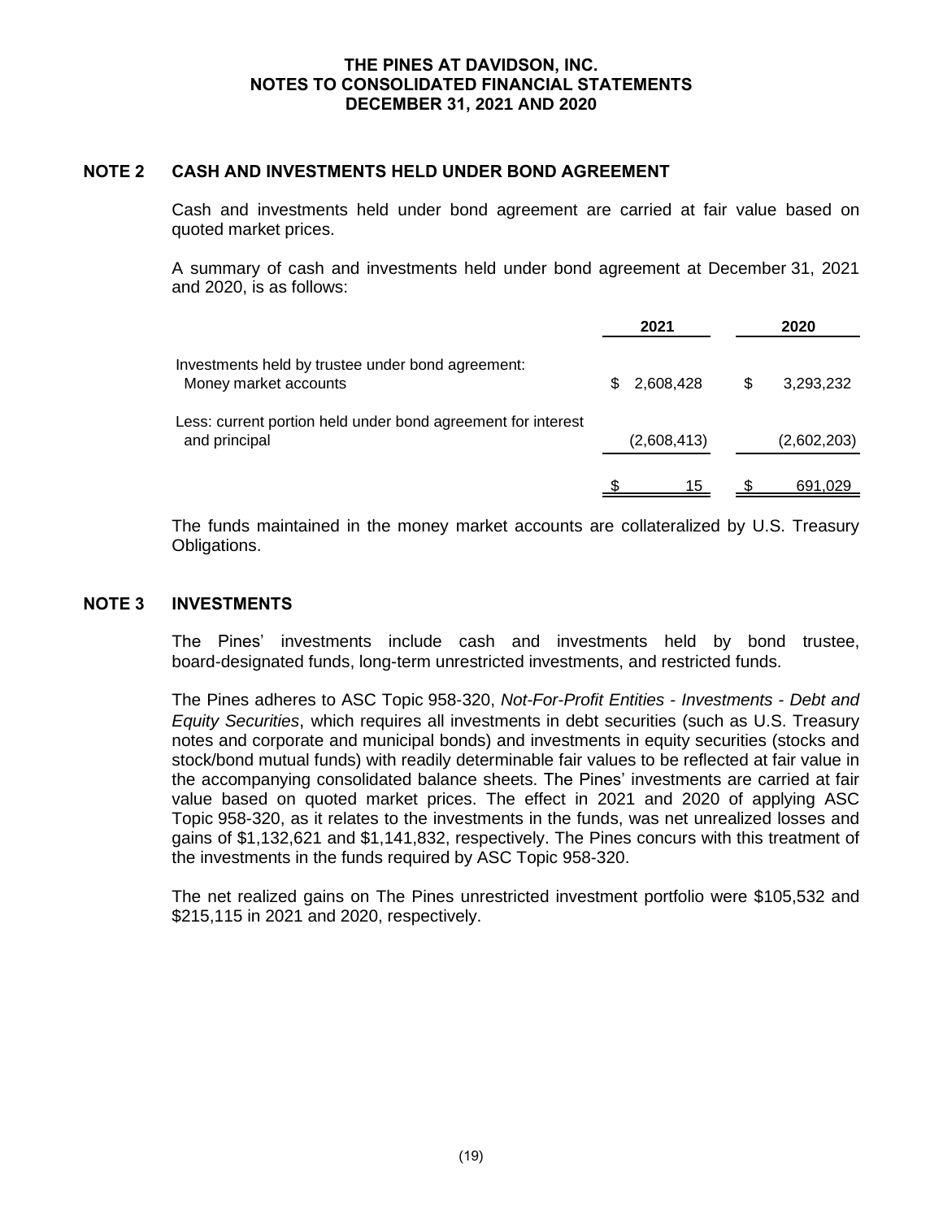# THE PINES AT DAVIDSON, INC.
# NOTES TO CONSOLIDATED FINANCIAL STATEMENTS
# DECEMBER 31, 2021 AND 2020

## NOTE 2 CASH AND INVESTMENTS HELD UNDER BOND AGREEMENT

Cash and investments held under bond agreement are carried at fair value based on quoted market prices.

A summary of cash and investments held under bond agreement at December 31, 2021 and 2020, is as follows:

| | 2021 | 2020 |
|---|---|---|
| Investments held by trustee under bond agreement: | | |
| Money market accounts | $ 2,608,428 | $ 3,293,232 |
| Less: current portion held under bond agreement for interest and principal | (2,608,413) | (2,602,203) |
| | $ 15 | $ 691,029 |

The funds maintained in the money market accounts are collateralized by U.S. Treasury Obligations.

## NOTE 3 INVESTMENTS

The Pines' investments include cash and investments held by bond trustee, board-designated funds, long-term unrestricted investments, and restricted funds.

The Pines adheres to ASC Topic 958-320, *Not-For-Profit Entities - Investments - Debt and Equity Securities*, which requires all investments in debt securities (such as U.S. Treasury notes and corporate and municipal bonds) and investments in equity securities (stocks and stock/bond mutual funds) with readily determinable fair values to be reflected at fair value in the accompanying consolidated balance sheets. The Pines' investments are carried at fair value based on quoted market prices. The effect in 2021 and 2020 of applying ASC Topic 958-320, as it relates to the investments in the funds, was net unrealized losses and gains of $1,132,621 and $1,141,832, respectively. The Pines concurs with this treatment of the investments in the funds required by ASC Topic 958-320.

The net realized gains on The Pines unrestricted investment portfolio were $105,532 and $215,115 in 2021 and 2020, respectively.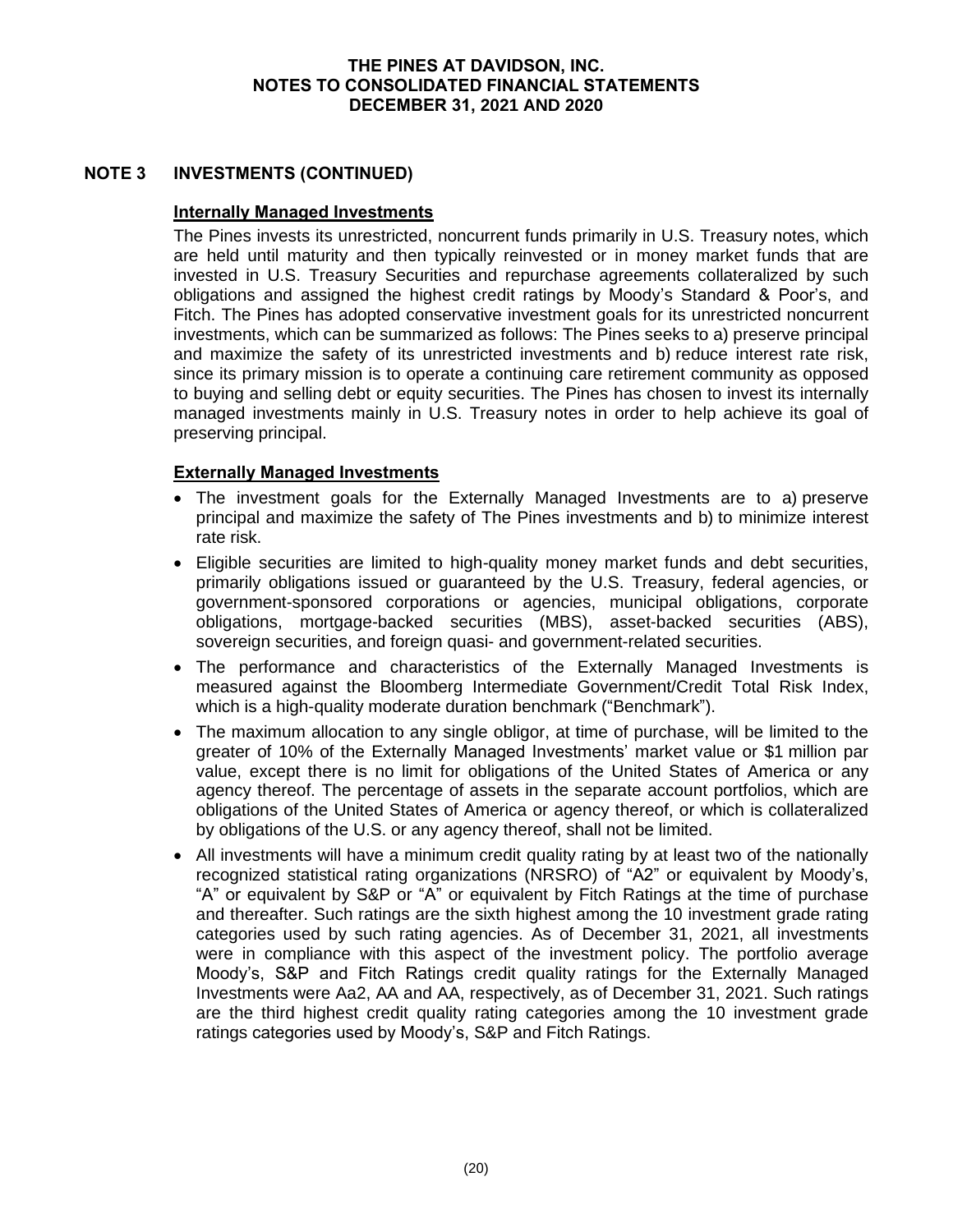## NOTE 3 INVESTMENTS (CONTINUED)

### Internally Managed Investments

The Pines invests its unrestricted, noncurrent funds primarily in U.S. Treasury notes, which are held until maturity and then typically reinvested or in money market funds that are invested in U.S. Treasury Securities and repurchase agreements collateralized by such obligations and assigned the highest credit ratings by Moody's Standard & Poor's, and Fitch. The Pines has adopted conservative investment goals for its unrestricted noncurrent investments, which can be summarized as follows: The Pines seeks to a) preserve principal and maximize the safety of its unrestricted investments and b) reduce interest rate risk, since its primary mission is to operate a continuing care retirement community as opposed to buying and selling debt or equity securities. The Pines has chosen to invest its internally managed investments mainly in U.S. Treasury notes in order to help achieve its goal of preserving principal.

### Externally Managed Investments

- The investment goals for the Externally Managed Investments are to a) preserve principal and maximize the safety of The Pines investments and b) to minimize interest rate risk.
- Eligible securities are limited to high-quality money market funds and debt securities, primarily obligations issued or guaranteed by the U.S. Treasury, federal agencies, or government-sponsored corporations or agencies, municipal obligations, corporate obligations, mortgage-backed securities (MBS), asset-backed securities (ABS), sovereign securities, and foreign quasi- and government-related securities.
- The performance and characteristics of the Externally Managed Investments is measured against the Bloomberg Intermediate Government/Credit Total Risk Index, which is a high-quality moderate duration benchmark ("Benchmark").
- The maximum allocation to any single obligor, at time of purchase, will be limited to the greater of 10% of the Externally Managed Investments' market value or $1 million par value, except there is no limit for obligations of the United States of America or any agency thereof. The percentage of assets in the separate account portfolios, which are obligations of the United States of America or agency thereof, or which is collateralized by obligations of the U.S. or any agency thereof, shall not be limited.
- All investments will have a minimum credit quality rating by at least two of the nationally recognized statistical rating organizations (NRSRO) of "A2" or equivalent by Moody's, "A" or equivalent by S&P or "A" or equivalent by Fitch Ratings at the time of purchase and thereafter. Such ratings are the sixth highest among the 10 investment grade rating categories used by such rating agencies. As of December 31, 2021, all investments were in compliance with this aspect of the investment policy. The portfolio average Moody's, S&P and Fitch Ratings credit quality ratings for the Externally Managed Investments were Aa2, AA and AA, respectively, as of December 31, 2021. Such ratings are the third highest credit quality rating categories among the 10 investment grade ratings categories used by Moody's, S&P and Fitch Ratings.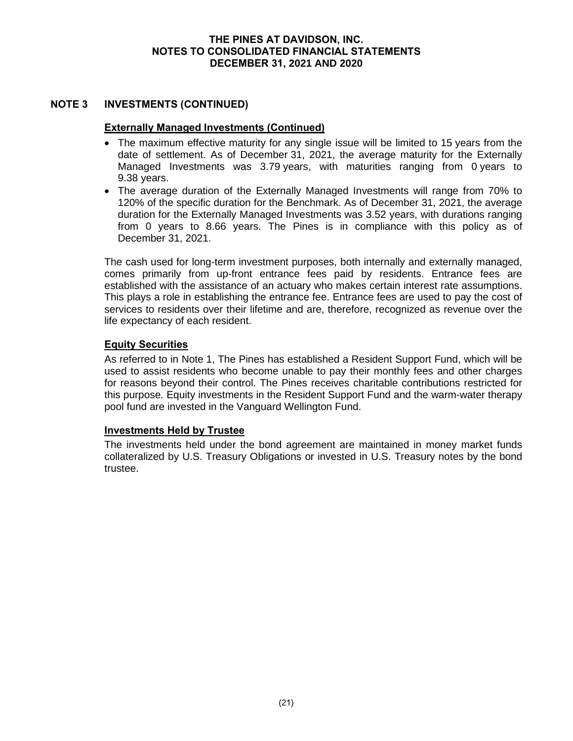## NOTE 3 INVESTMENTS (CONTINUED)

### Externally Managed Investments (Continued)

- The maximum effective maturity for any single issue will be limited to 15 years from the date of settlement. As of December 31, 2021, the average maturity for the Externally Managed Investments was 3.79 years, with maturities ranging from 0 years to 9.38 years.
- The average duration of the Externally Managed Investments will range from 70% to 120% of the specific duration for the Benchmark. As of December 31, 2021, the average duration for the Externally Managed Investments was 3.52 years, with durations ranging from 0 years to 8.66 years. The Pines is in compliance with this policy as of December 31, 2021.

The cash used for long-term investment purposes, both internally and externally managed, comes primarily from up-front entrance fees paid by residents. Entrance fees are established with the assistance of an actuary who makes certain interest rate assumptions. This plays a role in establishing the entrance fee. Entrance fees are used to pay the cost of services to residents over their lifetime and are, therefore, recognized as revenue over the life expectancy of each resident.

### Equity Securities

As referred to in Note 1, The Pines has established a Resident Support Fund, which will be used to assist residents who become unable to pay their monthly fees and other charges for reasons beyond their control. The Pines receives charitable contributions restricted for this purpose. Equity investments in the Resident Support Fund and the warm-water therapy pool fund are invested in the Vanguard Wellington Fund.

### Investments Held by Trustee

The investments held under the bond agreement are maintained in money market funds collateralized by U.S. Treasury Obligations or invested in U.S. Treasury notes by the bond trustee.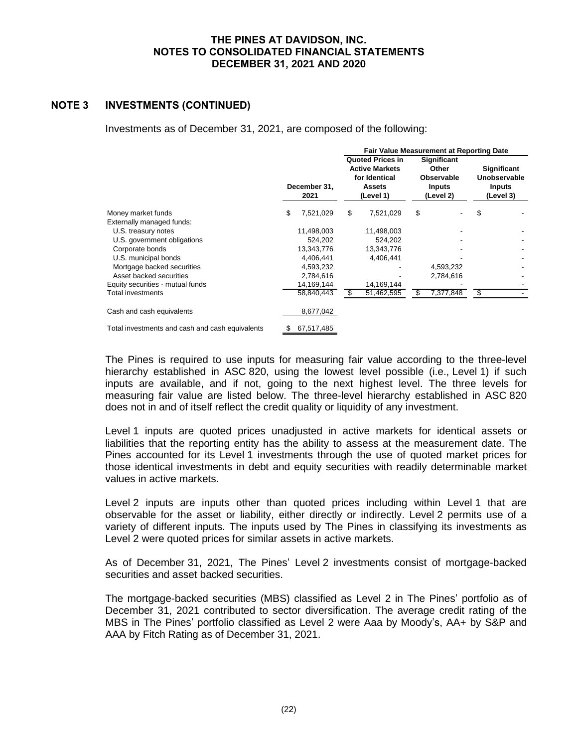## NOTE 3 INVESTMENTS (CONTINUED)

Investments as of December 31, 2021, are composed of the following:

| | December 31, 2021 | Fair Value Measurement at Reporting Date | | |
|---|---|---|---|---|
| | | Quoted Prices in Active Markets for Identical Assets (Level 1) | Significant Other Observable Inputs (Level 2) | Significant Unobservable Inputs (Level 3) |
| Money market funds | $ 7,521,029 | $ 7,521,029 | $ - | $ - |
| Externally managed funds: | | | | |
| U.S. treasury notes | 11,498,003 | 11,498,003 | - | - |
| U.S. government obligations | 524,202 | 524,202 | - | - |
| Corporate bonds | 13,343,776 | 13,343,776 | - | - |
| U.S. municipal bonds | 4,406,441 | 4,406,441 | - | - |
| Mortgage backed securities | 4,593,232 | - | 4,593,232 | - |
| Asset backed securities | 2,784,616 | - | 2,784,616 | - |
| Equity securities - mutual funds | 14,169,144 | 14,169,144 | - | - |
| Total investments | 58,840,443 | $ 51,462,595 | $ 7,377,848 | $ - |
| Cash and cash equivalents | 8,677,042 | | | |
| Total investments and cash and cash equivalents | $ 67,517,485 | | | |

The Pines is required to use inputs for measuring fair value according to the three-level hierarchy established in ASC 820, using the lowest level possible (i.e., Level 1) if such inputs are available, and if not, going to the next highest level. The three levels for measuring fair value are listed below. The three-level hierarchy established in ASC 820 does not in and of itself reflect the credit quality or liquidity of any investment.

Level 1 inputs are quoted prices unadjusted in active markets for identical assets or liabilities that the reporting entity has the ability to assess at the measurement date. The Pines accounted for its Level 1 investments through the use of quoted market prices for those identical investments in debt and equity securities with readily determinable market values in active markets.

Level 2 inputs are inputs other than quoted prices including within Level 1 that are observable for the asset or liability, either directly or indirectly. Level 2 permits use of a variety of different inputs. The inputs used by The Pines in classifying its investments as Level 2 were quoted prices for similar assets in active markets.

As of December 31, 2021, The Pines' Level 2 investments consist of mortgage-backed securities and asset backed securities.

The mortgage-backed securities (MBS) classified as Level 2 in The Pines' portfolio as of December 31, 2021 contributed to sector diversification. The average credit rating of the MBS in The Pines' portfolio classified as Level 2 were Aaa by Moody's, AA+ by S&P and AAA by Fitch Rating as of December 31, 2021.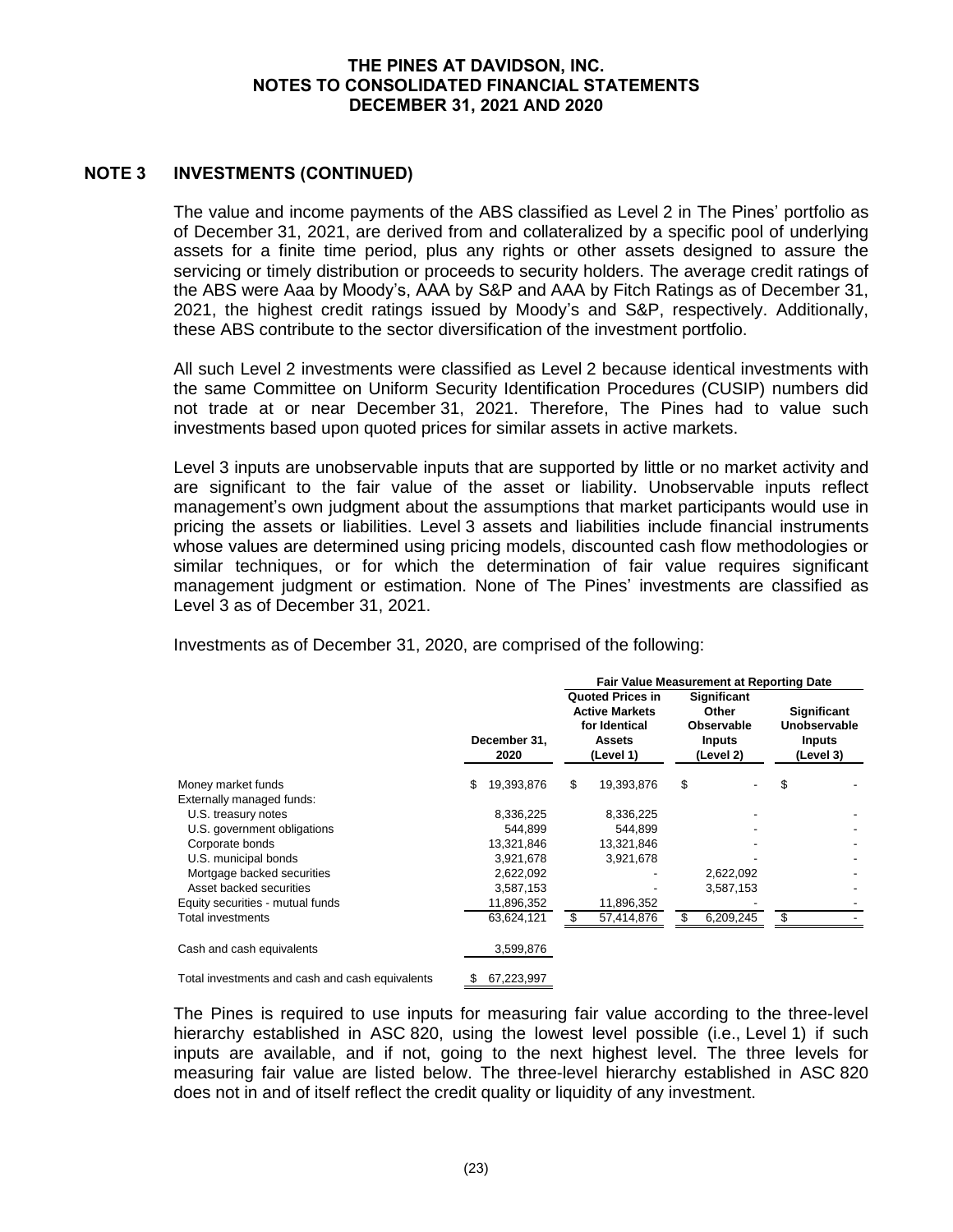## NOTE 3 INVESTMENTS (CONTINUED)

The value and income payments of the ABS classified as Level 2 in The Pines' portfolio as of December 31, 2021, are derived from and collateralized by a specific pool of underlying assets for a finite time period, plus any rights or other assets designed to assure the servicing or timely distribution or proceeds to security holders. The average credit ratings of the ABS were Aaa by Moody's, AAA by S&P and AAA by Fitch Ratings as of December 31, 2021, the highest credit ratings issued by Moody's and S&P, respectively. Additionally, these ABS contribute to the sector diversification of the investment portfolio.

All such Level 2 investments were classified as Level 2 because identical investments with the same Committee on Uniform Security Identification Procedures (CUSIP) numbers did not trade at or near December 31, 2021. Therefore, The Pines had to value such investments based upon quoted prices for similar assets in active markets.

Level 3 inputs are unobservable inputs that are supported by little or no market activity and are significant to the fair value of the asset or liability. Unobservable inputs reflect management's own judgment about the assumptions that market participants would use in pricing the assets or liabilities. Level 3 assets and liabilities include financial instruments whose values are determined using pricing models, discounted cash flow methodologies or similar techniques, or for which the determination of fair value requires significant management judgment or estimation. None of The Pines' investments are classified as Level 3 as of December 31, 2021.

Investments as of December 31, 2020, are comprised of the following:

| | | Fair Value Measurement at Reporting Date | | |
|---|---|---|---|---|
| | December 31, 2020 | Quoted Prices in Active Markets for Identical Assets (Level 1) | Significant Other Observable Inputs (Level 2) | Significant Unobservable Inputs (Level 3) |
| Money market funds | $ 19,393,876 | $ 19,393,876 | $ - | $ - |
| Externally managed funds: | | | | |
| U.S. treasury notes | 8,336,225 | 8,336,225 | - | - |
| U.S. government obligations | 544,899 | 544,899 | - | - |
| Corporate bonds | 13,321,846 | 13,321,846 | - | - |
| U.S. municipal bonds | 3,921,678 | 3,921,678 | - | - |
| Mortgage backed securities | 2,622,092 | - | 2,622,092 | - |
| Asset backed securities | 3,587,153 | - | 3,587,153 | - |
| Equity securities - mutual funds | 11,896,352 | 11,896,352 | - | - |
| Total investments | 63,624,121 | $ 57,414,876 | $ 6,209,245 | $ - |
| Cash and cash equivalents | 3,599,876 | | | |
| Total investments and cash and cash equivalents | $ 67,223,997 | | | |

The Pines is required to use inputs for measuring fair value according to the three-level hierarchy established in ASC 820, using the lowest level possible (i.e., Level 1) if such inputs are available, and if not, going to the next highest level. The three levels for measuring fair value are listed below. The three-level hierarchy established in ASC 820 does not in and of itself reflect the credit quality or liquidity of any investment.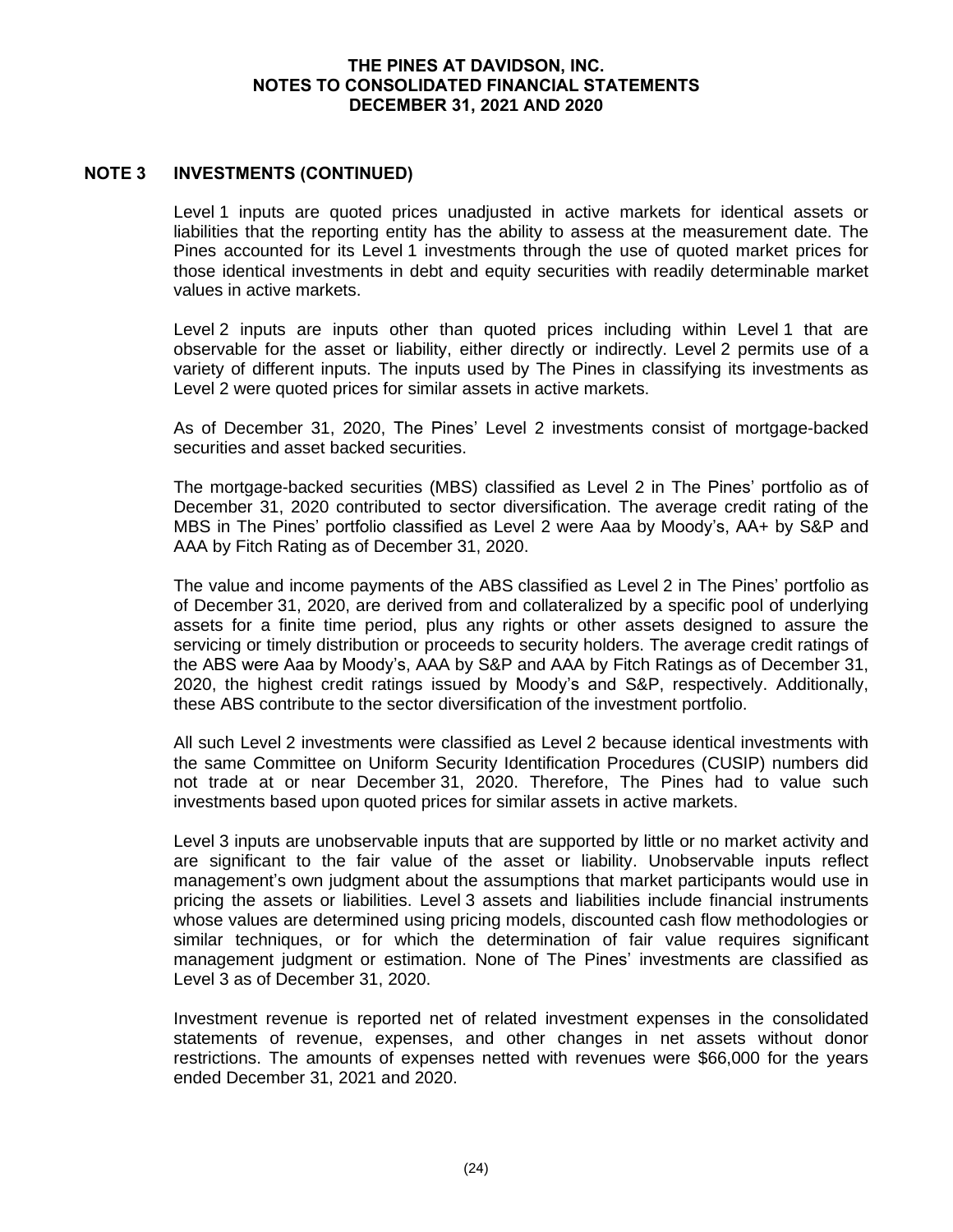## NOTE 3 INVESTMENTS (CONTINUED)

Level 1 inputs are quoted prices unadjusted in active markets for identical assets or liabilities that the reporting entity has the ability to assess at the measurement date. The Pines accounted for its Level 1 investments through the use of quoted market prices for those identical investments in debt and equity securities with readily determinable market values in active markets.

Level 2 inputs are inputs other than quoted prices including within Level 1 that are observable for the asset or liability, either directly or indirectly. Level 2 permits use of a variety of different inputs. The inputs used by The Pines in classifying its investments as Level 2 were quoted prices for similar assets in active markets.

As of December 31, 2020, The Pines' Level 2 investments consist of mortgage-backed securities and asset backed securities.

The mortgage-backed securities (MBS) classified as Level 2 in The Pines' portfolio as of December 31, 2020 contributed to sector diversification. The average credit rating of the MBS in The Pines' portfolio classified as Level 2 were Aaa by Moody's, AA+ by S&P and AAA by Fitch Rating as of December 31, 2020.

The value and income payments of the ABS classified as Level 2 in The Pines' portfolio as of December 31, 2020, are derived from and collateralized by a specific pool of underlying assets for a finite time period, plus any rights or other assets designed to assure the servicing or timely distribution or proceeds to security holders. The average credit ratings of the ABS were Aaa by Moody's, AAA by S&P and AAA by Fitch Ratings as of December 31, 2020, the highest credit ratings issued by Moody's and S&P, respectively. Additionally, these ABS contribute to the sector diversification of the investment portfolio.

All such Level 2 investments were classified as Level 2 because identical investments with the same Committee on Uniform Security Identification Procedures (CUSIP) numbers did not trade at or near December 31, 2020. Therefore, The Pines had to value such investments based upon quoted prices for similar assets in active markets.

Level 3 inputs are unobservable inputs that are supported by little or no market activity and are significant to the fair value of the asset or liability. Unobservable inputs reflect management's own judgment about the assumptions that market participants would use in pricing the assets or liabilities. Level 3 assets and liabilities include financial instruments whose values are determined using pricing models, discounted cash flow methodologies or similar techniques, or for which the determination of fair value requires significant management judgment or estimation. None of The Pines' investments are classified as Level 3 as of December 31, 2020.

Investment revenue is reported net of related investment expenses in the consolidated statements of revenue, expenses, and other changes in net assets without donor restrictions. The amounts of expenses netted with revenues were $66,000 for the years ended December 31, 2021 and 2020.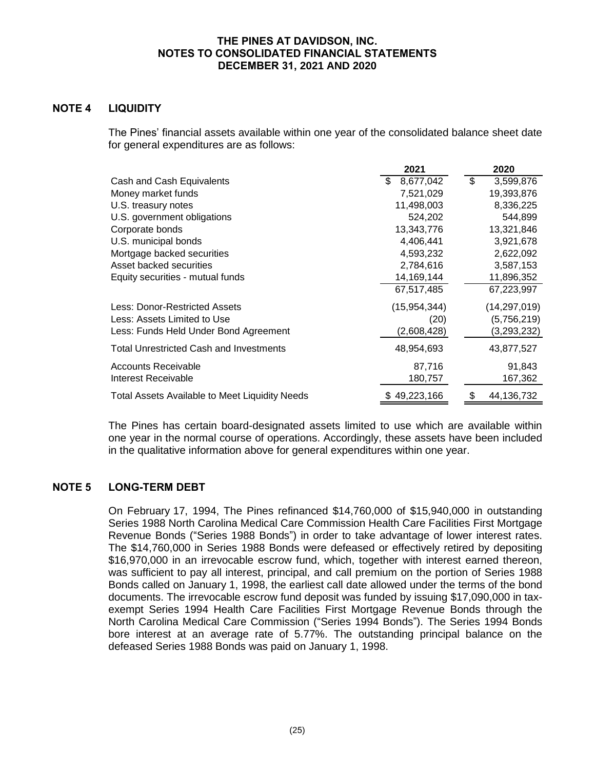## NOTE 4 LIQUIDITY

The Pines' financial assets available within one year of the consolidated balance sheet date for general expenditures are as follows:

| | 2021 | 2020 |
|---|---|---|
| Cash and Cash Equivalents | $ 8,677,042 | $ 3,599,876 |
| Money market funds | 7,521,029 | 19,393,876 |
| U.S. treasury notes | 11,498,003 | 8,336,225 |
| U.S. government obligations | 524,202 | 544,899 |
| Corporate bonds | 13,343,776 | 13,321,846 |
| U.S. municipal bonds | 4,406,441 | 3,921,678 |
| Mortgage backed securities | 4,593,232 | 2,622,092 |
| Asset backed securities | 2,784,616 | 3,587,153 |
| Equity securities - mutual funds | 14,169,144 | 11,896,352 |
| | 67,517,485 | 67,223,997 |
| Less: Donor-Restricted Assets | (15,954,344) | (14,297,019) |
| Less: Assets Limited to Use | (20) | (5,756,219) |
| Less: Funds Held Under Bond Agreement | (2,608,428) | (3,293,232) |
| Total Unrestricted Cash and Investments | 48,954,693 | 43,877,527 |
| Accounts Receivable | 87,716 | 91,843 |
| Interest Receivable | 180,757 | 167,362 |
| Total Assets Available to Meet Liquidity Needs | $ 49,223,166 | $ 44,136,732 |

The Pines has certain board-designated assets limited to use which are available within one year in the normal course of operations. Accordingly, these assets have been included in the qualitative information above for general expenditures within one year.

## NOTE 5 LONG-TERM DEBT

On February 17, 1994, The Pines refinanced $14,760,000 of $15,940,000 in outstanding Series 1988 North Carolina Medical Care Commission Health Care Facilities First Mortgage Revenue Bonds ("Series 1988 Bonds") in order to take advantage of lower interest rates. The $14,760,000 in Series 1988 Bonds were defeased or effectively retired by depositing $16,970,000 in an irrevocable escrow fund, which, together with interest earned thereon, was sufficient to pay all interest, principal, and call premium on the portion of Series 1988 Bonds called on January 1, 1998, the earliest call date allowed under the terms of the bond documents. The irrevocable escrow fund deposit was funded by issuing $17,090,000 in tax-exempt Series 1994 Health Care Facilities First Mortgage Revenue Bonds through the North Carolina Medical Care Commission ("Series 1994 Bonds"). The Series 1994 Bonds bore interest at an average rate of 5.77%. The outstanding principal balance on the defeased Series 1988 Bonds was paid on January 1, 1998.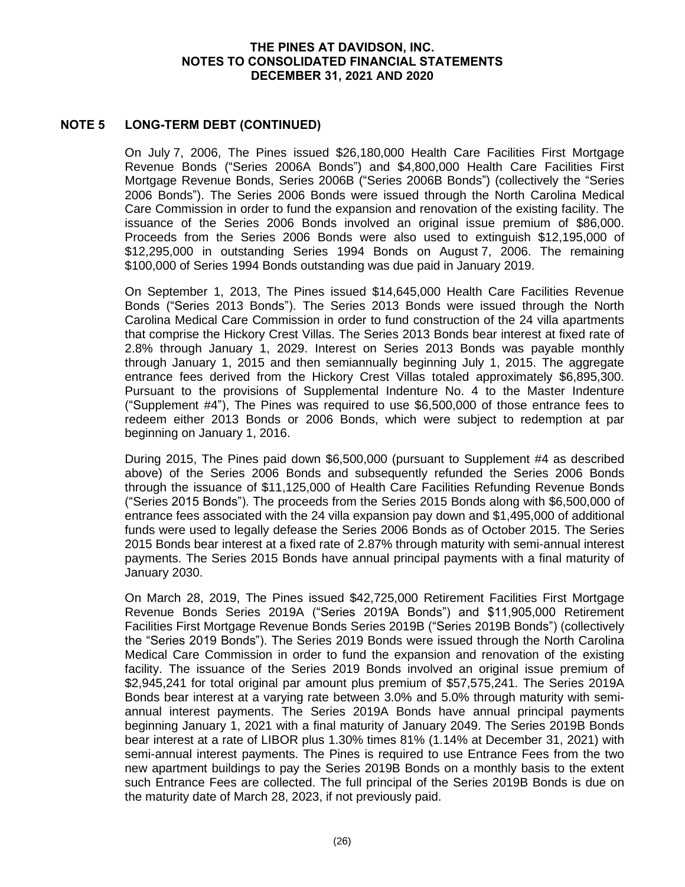## NOTE 5 LONG-TERM DEBT (CONTINUED)

On July 7, 2006, The Pines issued $26,180,000 Health Care Facilities First Mortgage Revenue Bonds ("Series 2006A Bonds") and $4,800,000 Health Care Facilities First Mortgage Revenue Bonds, Series 2006B ("Series 2006B Bonds") (collectively the "Series 2006 Bonds"). The Series 2006 Bonds were issued through the North Carolina Medical Care Commission in order to fund the expansion and renovation of the existing facility. The issuance of the Series 2006 Bonds involved an original issue premium of $86,000. Proceeds from the Series 2006 Bonds were also used to extinguish $12,195,000 of $12,295,000 in outstanding Series 1994 Bonds on August 7, 2006. The remaining $100,000 of Series 1994 Bonds outstanding was due paid in January 2019.

On September 1, 2013, The Pines issued $14,645,000 Health Care Facilities Revenue Bonds ("Series 2013 Bonds"). The Series 2013 Bonds were issued through the North Carolina Medical Care Commission in order to fund construction of the 24 villa apartments that comprise the Hickory Crest Villas. The Series 2013 Bonds bear interest at fixed rate of 2.8% through January 1, 2029. Interest on Series 2013 Bonds was payable monthly through January 1, 2015 and then semiannually beginning July 1, 2015. The aggregate entrance fees derived from the Hickory Crest Villas totaled approximately $6,895,300. Pursuant to the provisions of Supplemental Indenture No. 4 to the Master Indenture ("Supplement #4"), The Pines was required to use $6,500,000 of those entrance fees to redeem either 2013 Bonds or 2006 Bonds, which were subject to redemption at par beginning on January 1, 2016.

During 2015, The Pines paid down $6,500,000 (pursuant to Supplement #4 as described above) of the Series 2006 Bonds and subsequently refunded the Series 2006 Bonds through the issuance of $11,125,000 of Health Care Facilities Refunding Revenue Bonds ("Series 2015 Bonds"). The proceeds from the Series 2015 Bonds along with $6,500,000 of entrance fees associated with the 24 villa expansion pay down and $1,495,000 of additional funds were used to legally defease the Series 2006 Bonds as of October 2015. The Series 2015 Bonds bear interest at a fixed rate of 2.87% through maturity with semi-annual interest payments. The Series 2015 Bonds have annual principal payments with a final maturity of January 2030.

On March 28, 2019, The Pines issued $42,725,000 Retirement Facilities First Mortgage Revenue Bonds Series 2019A ("Series 2019A Bonds") and $11,905,000 Retirement Facilities First Mortgage Revenue Bonds Series 2019B ("Series 2019B Bonds") (collectively the "Series 2019 Bonds"). The Series 2019 Bonds were issued through the North Carolina Medical Care Commission in order to fund the expansion and renovation of the existing facility. The issuance of the Series 2019 Bonds involved an original issue premium of $2,945,241 for total original par amount plus premium of $57,575,241. The Series 2019A Bonds bear interest at a varying rate between 3.0% and 5.0% through maturity with semi-annual interest payments. The Series 2019A Bonds have annual principal payments beginning January 1, 2021 with a final maturity of January 2049. The Series 2019B Bonds bear interest at a rate of LIBOR plus 1.30% times 81% (1.14% at December 31, 2021) with semi-annual interest payments. The Pines is required to use Entrance Fees from the two new apartment buildings to pay the Series 2019B Bonds on a monthly basis to the extent such Entrance Fees are collected. The full principal of the Series 2019B Bonds is due on the maturity date of March 28, 2023, if not previously paid.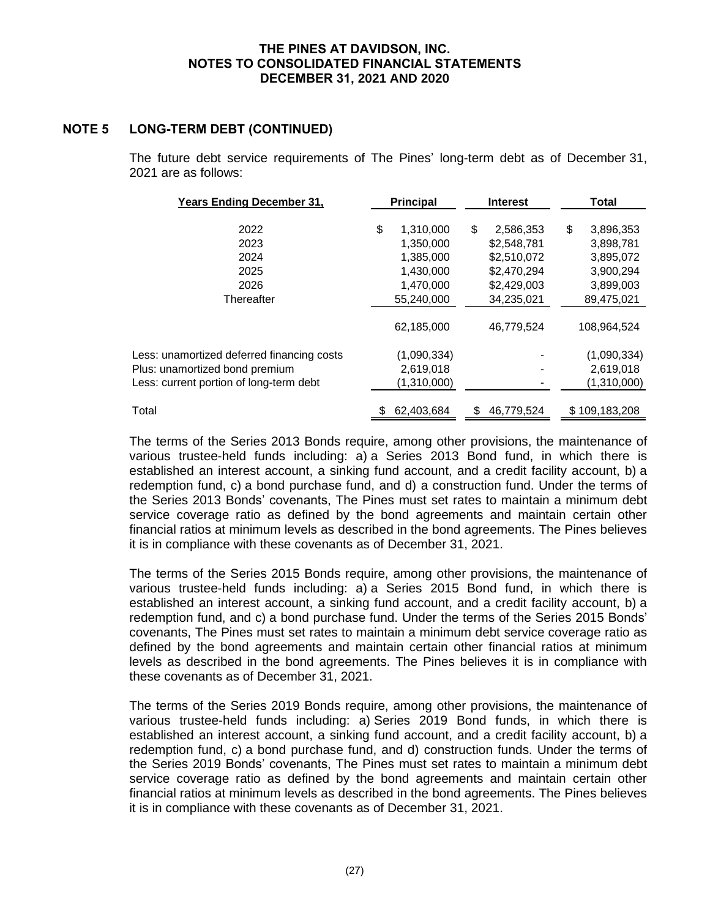THE PINES AT DAVIDSON, INC.
NOTES TO CONSOLIDATED FINANCIAL STATEMENTS
DECEMBER 31, 2021 AND 2020

## NOTE 5 LONG-TERM DEBT (CONTINUED)

The future debt service requirements of The Pines' long-term debt as of December 31, 2021 are as follows:

| Years Ending December 31, | Principal | Interest | Total |
|---|---|---|---|
| 2022 | $ 1,310,000 | $ 2,586,353 | $ 3,896,353 |
| 2023 | 1,350,000 | $2,548,781 | 3,898,781 |
| 2024 | 1,385,000 | $2,510,072 | 3,895,072 |
| 2025 | 1,430,000 | $2,470,294 | 3,900,294 |
| 2026 | 1,470,000 | $2,429,003 | 3,899,003 |
| Thereafter | 55,240,000 | 34,235,021 | 89,475,021 |
| | 62,185,000 | 46,779,524 | 108,964,524 |
| Less: unamortized deferred financing costs | (1,090,334) | - | (1,090,334) |
| Plus: unamortized bond premium | 2,619,018 | - | 2,619,018 |
| Less: current portion of long-term debt | (1,310,000) | - | (1,310,000) |
| Total | $ 62,403,684 | $ 46,779,524 | $ 109,183,208 |

The terms of the Series 2013 Bonds require, among other provisions, the maintenance of various trustee-held funds including: a) a Series 2013 Bond fund, in which there is established an interest account, a sinking fund account, and a credit facility account, b) a redemption fund, c) a bond purchase fund, and d) a construction fund. Under the terms of the Series 2013 Bonds' covenants, The Pines must set rates to maintain a minimum debt service coverage ratio as defined by the bond agreements and maintain certain other financial ratios at minimum levels as described in the bond agreements. The Pines believes it is in compliance with these covenants as of December 31, 2021.

The terms of the Series 2015 Bonds require, among other provisions, the maintenance of various trustee-held funds including: a) a Series 2015 Bond fund, in which there is established an interest account, a sinking fund account, and a credit facility account, b) a redemption fund, and c) a bond purchase fund. Under the terms of the Series 2015 Bonds' covenants, The Pines must set rates to maintain a minimum debt service coverage ratio as defined by the bond agreements and maintain certain other financial ratios at minimum levels as described in the bond agreements. The Pines believes it is in compliance with these covenants as of December 31, 2021.

The terms of the Series 2019 Bonds require, among other provisions, the maintenance of various trustee-held funds including: a) Series 2019 Bond funds, in which there is established an interest account, a sinking fund account, and a credit facility account, b) a redemption fund, c) a bond purchase fund, and d) construction funds. Under the terms of the Series 2019 Bonds' covenants, The Pines must set rates to maintain a minimum debt service coverage ratio as defined by the bond agreements and maintain certain other financial ratios at minimum levels as described in the bond agreements. The Pines believes it is in compliance with these covenants as of December 31, 2021.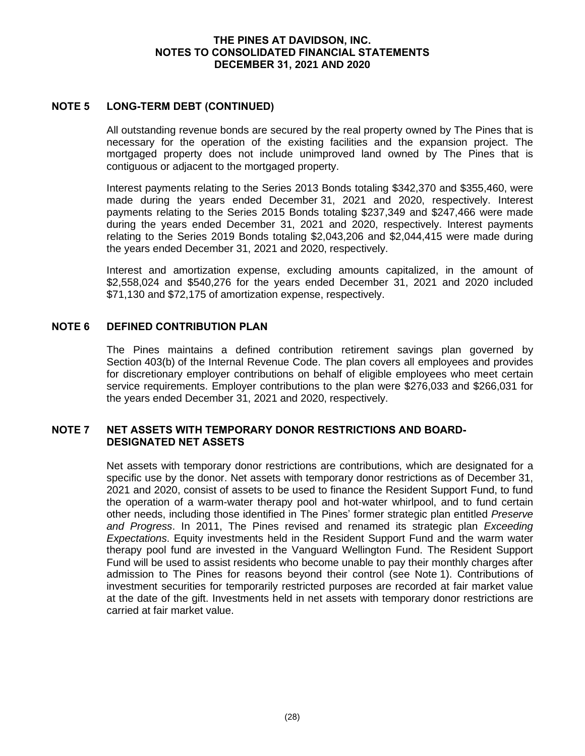## NOTE 5 LONG-TERM DEBT (CONTINUED)

All outstanding revenue bonds are secured by the real property owned by The Pines that is necessary for the operation of the existing facilities and the expansion project. The mortgaged property does not include unimproved land owned by The Pines that is contiguous or adjacent to the mortgaged property.

Interest payments relating to the Series 2013 Bonds totaling $342,370 and $355,460, were made during the years ended December 31, 2021 and 2020, respectively. Interest payments relating to the Series 2015 Bonds totaling $237,349 and $247,466 were made during the years ended December 31, 2021 and 2020, respectively. Interest payments relating to the Series 2019 Bonds totaling $2,043,206 and $2,044,415 were made during the years ended December 31, 2021 and 2020, respectively.

Interest and amortization expense, excluding amounts capitalized, in the amount of $2,558,024 and $540,276 for the years ended December 31, 2021 and 2020 included $71,130 and $72,175 of amortization expense, respectively.

## NOTE 6 DEFINED CONTRIBUTION PLAN

The Pines maintains a defined contribution retirement savings plan governed by Section 403(b) of the Internal Revenue Code. The plan covers all employees and provides for discretionary employer contributions on behalf of eligible employees who meet certain service requirements. Employer contributions to the plan were $276,033 and $266,031 for the years ended December 31, 2021 and 2020, respectively.

## NOTE 7 NET ASSETS WITH TEMPORARY DONOR RESTRICTIONS AND BOARD-DESIGNATED NET ASSETS

Net assets with temporary donor restrictions are contributions, which are designated for a specific use by the donor. Net assets with temporary donor restrictions as of December 31, 2021 and 2020, consist of assets to be used to finance the Resident Support Fund, to fund the operation of a warm-water therapy pool and hot-water whirlpool, and to fund certain other needs, including those identified in The Pines' former strategic plan entitled *Preserve and Progress*. In 2011, The Pines revised and renamed its strategic plan *Exceeding Expectations*. Equity investments held in the Resident Support Fund and the warm water therapy pool fund are invested in the Vanguard Wellington Fund. The Resident Support Fund will be used to assist residents who become unable to pay their monthly charges after admission to The Pines for reasons beyond their control (see Note 1). Contributions of investment securities for temporarily restricted purposes are recorded at fair market value at the date of the gift. Investments held in net assets with temporary donor restrictions are carried at fair market value.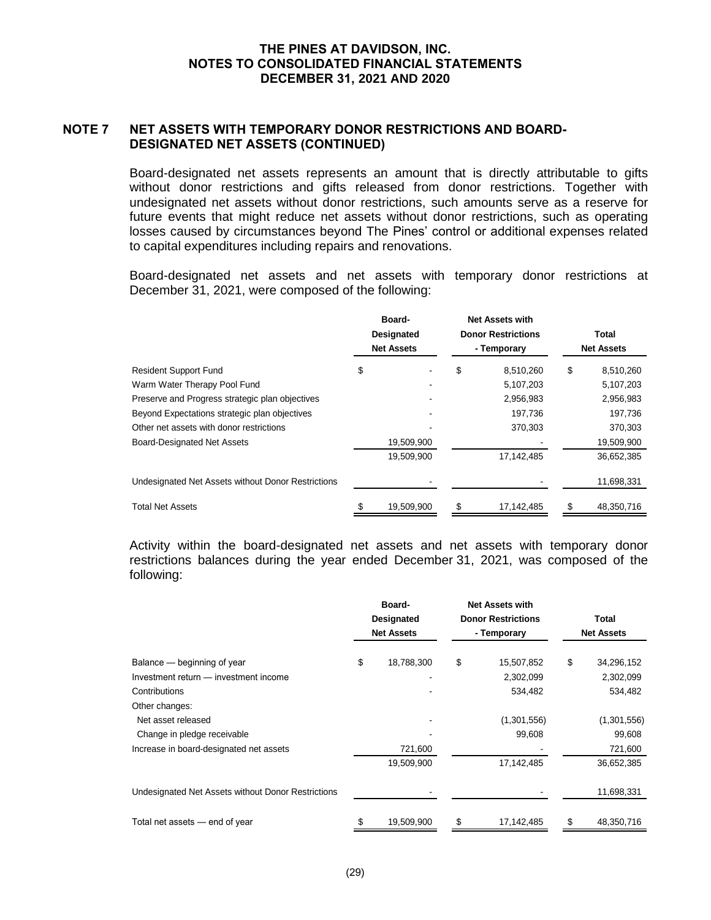## NOTE 7 NET ASSETS WITH TEMPORARY DONOR RESTRICTIONS AND BOARD-DESIGNATED NET ASSETS (CONTINUED)

Board-designated net assets represents an amount that is directly attributable to gifts without donor restrictions and gifts released from donor restrictions. Together with undesignated net assets without donor restrictions, such amounts serve as a reserve for future events that might reduce net assets without donor restrictions, such as operating losses caused by circumstances beyond The Pines' control or additional expenses related to capital expenditures including repairs and renovations.

Board-designated net assets and net assets with temporary donor restrictions at December 31, 2021, were composed of the following:

| | Board-Designated Net Assets | Net Assets with Donor Restrictions - Temporary | Total Net Assets |
|---|---|---|---|
| Resident Support Fund | $ - | $ 8,510,260 | $ 8,510,260 |
| Warm Water Therapy Pool Fund | - | 5,107,203 | 5,107,203 |
| Preserve and Progress strategic plan objectives | - | 2,956,983 | 2,956,983 |
| Beyond Expectations strategic plan objectives | - | 197,736 | 197,736 |
| Other net assets with donor restrictions | - | 370,303 | 370,303 |
| Board-Designated Net Assets | 19,509,900 | - | 19,509,900 |
| | 19,509,900 | 17,142,485 | 36,652,385 |
| Undesignated Net Assets without Donor Restrictions | - | - | 11,698,331 |
| Total Net Assets | $ 19,509,900 | $ 17,142,485 | $ 48,350,716 |

Activity within the board-designated net assets and net assets with temporary donor restrictions balances during the year ended December 31, 2021, was composed of the following:

| | Board-Designated Net Assets | Net Assets with Donor Restrictions - Temporary | Total Net Assets |
|---|---|---|---|
| Balance — beginning of year | $ 18,788,300 | $ 15,507,852 | $ 34,296,152 |
| Investment return — investment income | - | 2,302,099 | 2,302,099 |
| Contributions | - | 534,482 | 534,482 |
| Other changes: | | | |
| Net asset released | - | (1,301,556) | (1,301,556) |
| Change in pledge receivable | - | 99,608 | 99,608 |
| Increase in board-designated net assets | 721,600 | - | 721,600 |
| | 19,509,900 | 17,142,485 | 36,652,385 |
| Undesignated Net Assets without Donor Restrictions | - | - | 11,698,331 |
| Total net assets — end of year | $ 19,509,900 | $ 17,142,485 | $ 48,350,716 |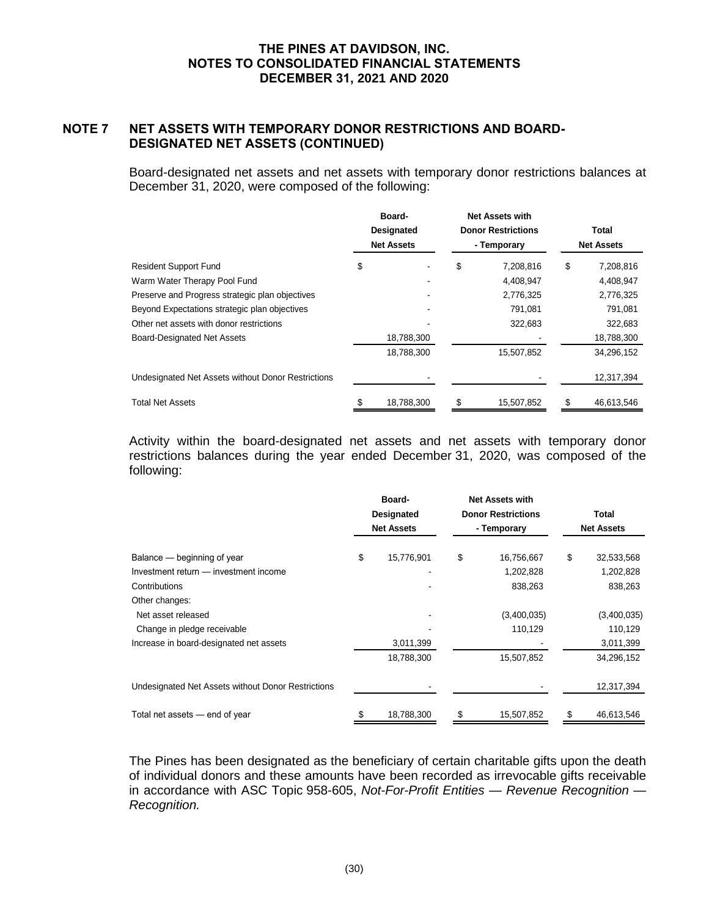## NOTE 7 NET ASSETS WITH TEMPORARY DONOR RESTRICTIONS AND BOARD-DESIGNATED NET ASSETS (CONTINUED)

Board-designated net assets and net assets with temporary donor restrictions balances at December 31, 2020, were composed of the following:

| | Board-Designated Net Assets | Net Assets with Donor Restrictions - Temporary | Total Net Assets |
|---|---|---|---|
| Resident Support Fund | $ - | $ 7,208,816 | $ 7,208,816 |
| Warm Water Therapy Pool Fund | - | 4,408,947 | 4,408,947 |
| Preserve and Progress strategic plan objectives | - | 2,776,325 | 2,776,325 |
| Beyond Expectations strategic plan objectives | - | 791,081 | 791,081 |
| Other net assets with donor restrictions | - | 322,683 | 322,683 |
| Board-Designated Net Assets | 18,788,300 | - | 18,788,300 |
| | 18,788,300 | 15,507,852 | 34,296,152 |
| Undesignated Net Assets without Donor Restrictions | - | - | 12,317,394 |
| Total Net Assets | $ 18,788,300 | $ 15,507,852 | $ 46,613,546 |

Activity within the board-designated net assets and net assets with temporary donor restrictions balances during the year ended December 31, 2020, was composed of the following:

| | Board-Designated Net Assets | Net Assets with Donor Restrictions - Temporary | Total Net Assets |
|---|---|---|---|
| Balance — beginning of year | $ 15,776,901 | $ 16,756,667 | $ 32,533,568 |
| Investment return — investment income | - | 1,202,828 | 1,202,828 |
| Contributions | - | 838,263 | 838,263 |
| Other changes: | | | |
| Net asset released | - | (3,400,035) | (3,400,035) |
| Change in pledge receivable | - | 110,129 | 110,129 |
| Increase in board-designated net assets | 3,011,399 | - | 3,011,399 |
| | 18,788,300 | 15,507,852 | 34,296,152 |
| Undesignated Net Assets without Donor Restrictions | - | - | 12,317,394 |
| Total net assets — end of year | $ 18,788,300 | $ 15,507,852 | $ 46,613,546 |

The Pines has been designated as the beneficiary of certain charitable gifts upon the death of individual donors and these amounts have been recorded as irrevocable gifts receivable in accordance with ASC Topic 958-605, *Not-For-Profit Entities — Revenue Recognition — Recognition.*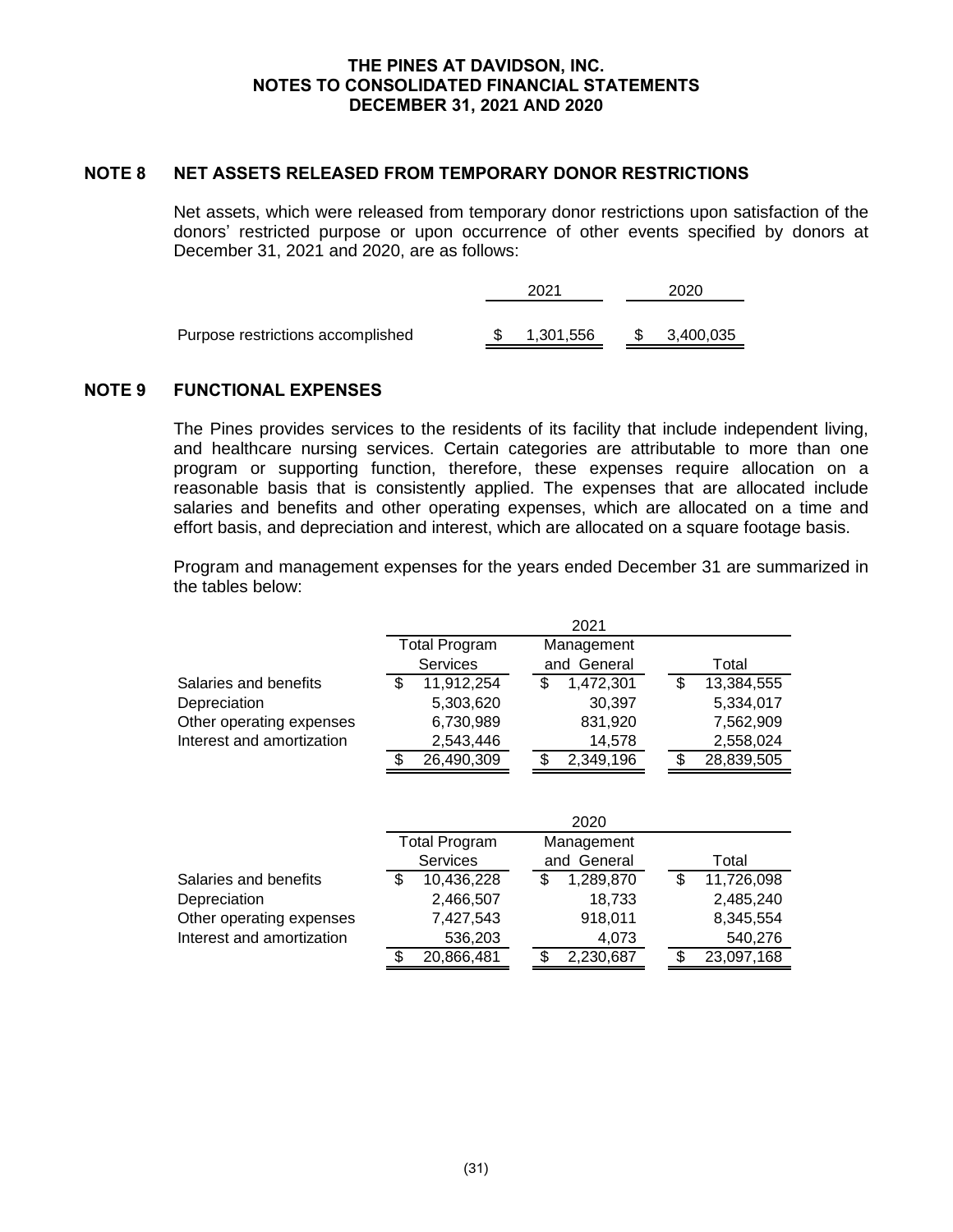**THE PINES AT DAVIDSON, INC.**
**NOTES TO CONSOLIDATED FINANCIAL STATEMENTS**
**DECEMBER 31, 2021 AND 2020**

## NOTE 8 NET ASSETS RELEASED FROM TEMPORARY DONOR RESTRICTIONS

Net assets, which were released from temporary donor restrictions upon satisfaction of the donors' restricted purpose or upon occurrence of other events specified by donors at December 31, 2021 and 2020, are as follows:

| | 2021 | 2020 |
|---|---|---|
| Purpose restrictions accomplished | $ 1,301,556 | $ 3,400,035 |

## NOTE 9 FUNCTIONAL EXPENSES

The Pines provides services to the residents of its facility that include independent living, and healthcare nursing services. Certain categories are attributable to more than one program or supporting function, therefore, these expenses require allocation on a reasonable basis that is consistently applied. The expenses that are allocated include salaries and benefits and other operating expenses, which are allocated on a time and effort basis, and depreciation and interest, which are allocated on a square footage basis.

Program and management expenses for the years ended December 31 are summarized in the tables below:

| | 2021 | | |
|---|---|---|---|
| | Total Program Services | Management and General | Total |
| Salaries and benefits | $ 11,912,254 | $ 1,472,301 | $ 13,384,555 |
| Depreciation | 5,303,620 | 30,397 | 5,334,017 |
| Other operating expenses | 6,730,989 | 831,920 | 7,562,909 |
| Interest and amortization | 2,543,446 | 14,578 | 2,558,024 |
| | $ 26,490,309 | $ 2,349,196 | $ 28,839,505 |

| | 2020 | | |
|---|---|---|---|
| | Total Program Services | Management and General | Total |
| Salaries and benefits | $ 10,436,228 | $ 1,289,870 | $ 11,726,098 |
| Depreciation | 2,466,507 | 18,733 | 2,485,240 |
| Other operating expenses | 7,427,543 | 918,011 | 8,345,554 |
| Interest and amortization | 536,203 | 4,073 | 540,276 |
| | $ 20,866,481 | $ 2,230,687 | $ 23,097,168 |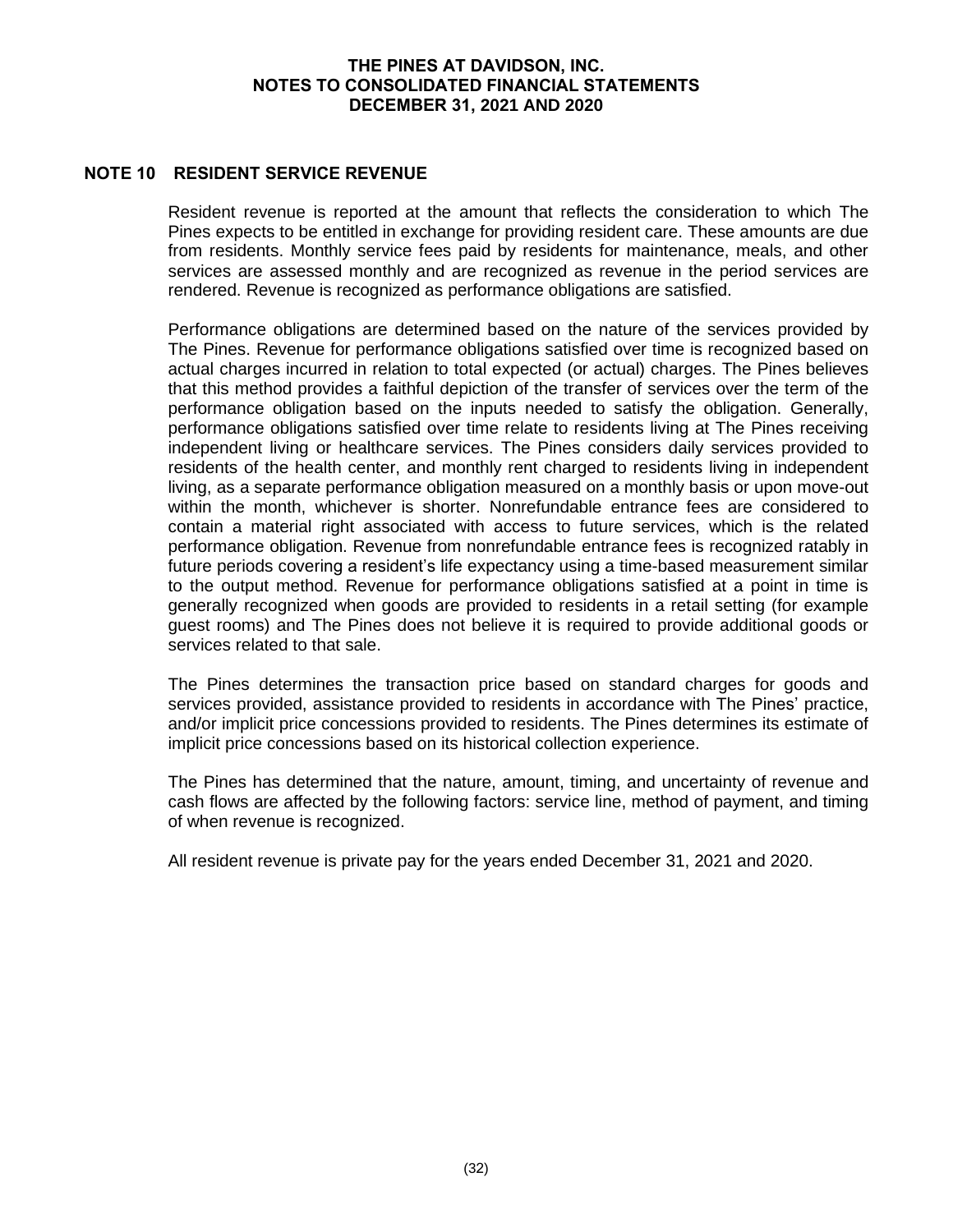## NOTE 10 RESIDENT SERVICE REVENUE

Resident revenue is reported at the amount that reflects the consideration to which The Pines expects to be entitled in exchange for providing resident care. These amounts are due from residents. Monthly service fees paid by residents for maintenance, meals, and other services are assessed monthly and are recognized as revenue in the period services are rendered. Revenue is recognized as performance obligations are satisfied.

Performance obligations are determined based on the nature of the services provided by The Pines. Revenue for performance obligations satisfied over time is recognized based on actual charges incurred in relation to total expected (or actual) charges. The Pines believes that this method provides a faithful depiction of the transfer of services over the term of the performance obligation based on the inputs needed to satisfy the obligation. Generally, performance obligations satisfied over time relate to residents living at The Pines receiving independent living or healthcare services. The Pines considers daily services provided to residents of the health center, and monthly rent charged to residents living in independent living, as a separate performance obligation measured on a monthly basis or upon move-out within the month, whichever is shorter. Nonrefundable entrance fees are considered to contain a material right associated with access to future services, which is the related performance obligation. Revenue from nonrefundable entrance fees is recognized ratably in future periods covering a resident's life expectancy using a time-based measurement similar to the output method. Revenue for performance obligations satisfied at a point in time is generally recognized when goods are provided to residents in a retail setting (for example guest rooms) and The Pines does not believe it is required to provide additional goods or services related to that sale.

The Pines determines the transaction price based on standard charges for goods and services provided, assistance provided to residents in accordance with The Pines' practice, and/or implicit price concessions provided to residents. The Pines determines its estimate of implicit price concessions based on its historical collection experience.

The Pines has determined that the nature, amount, timing, and uncertainty of revenue and cash flows are affected by the following factors: service line, method of payment, and timing of when revenue is recognized.

All resident revenue is private pay for the years ended December 31, 2021 and 2020.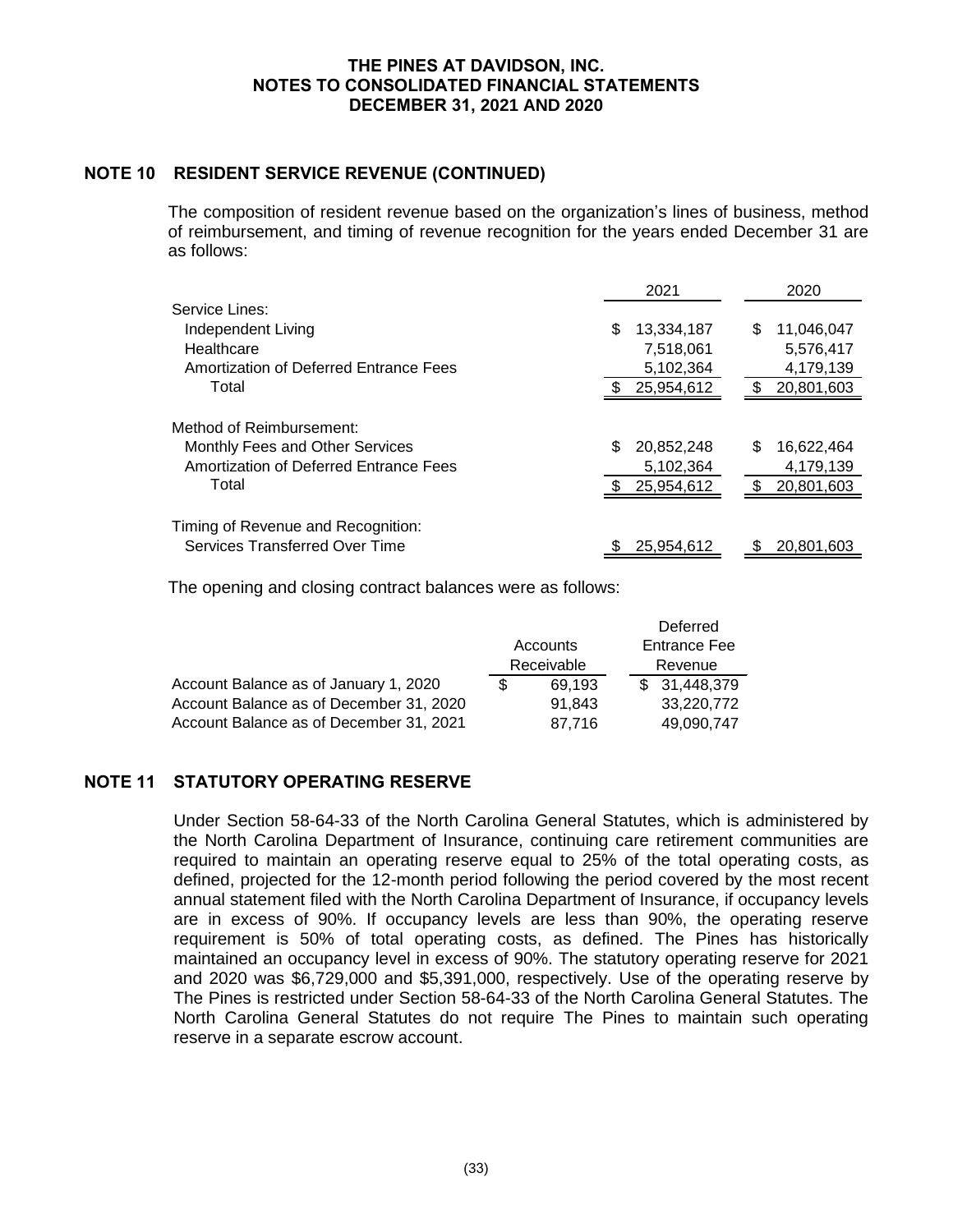## NOTE 10 RESIDENT SERVICE REVENUE (CONTINUED)

The composition of resident revenue based on the organization's lines of business, method of reimbursement, and timing of revenue recognition for the years ended December 31 are as follows:

| | 2021 | 2020 |
|---|---|---|
| Service Lines: | | |
| Independent Living | $ 13,334,187 | $ 11,046,047 |
| Healthcare | 7,518,061 | 5,576,417 |
| Amortization of Deferred Entrance Fees | 5,102,364 | 4,179,139 |
| Total | $ 25,954,612 | $ 20,801,603 |
| Method of Reimbursement: | | |
| Monthly Fees and Other Services | $ 20,852,248 | $ 16,622,464 |
| Amortization of Deferred Entrance Fees | 5,102,364 | 4,179,139 |
| Total | $ 25,954,612 | $ 20,801,603 |
| Timing of Revenue and Recognition: | | |
| Services Transferred Over Time | $ 25,954,612 | $ 20,801,603 |

The opening and closing contract balances were as follows:

| | Accounts Receivable | Deferred Entrance Fee Revenue |
|---|---|---|
| Account Balance as of January 1, 2020 | $ 69,193 | $ 31,448,379 |
| Account Balance as of December 31, 2020 | 91,843 | 33,220,772 |
| Account Balance as of December 31, 2021 | 87,716 | 49,090,747 |

## NOTE 11 STATUTORY OPERATING RESERVE

Under Section 58-64-33 of the North Carolina General Statutes, which is administered by the North Carolina Department of Insurance, continuing care retirement communities are required to maintain an operating reserve equal to 25% of the total operating costs, as defined, projected for the 12-month period following the period covered by the most recent annual statement filed with the North Carolina Department of Insurance, if occupancy levels are in excess of 90%. If occupancy levels are less than 90%, the operating reserve requirement is 50% of total operating costs, as defined. The Pines has historically maintained an occupancy level in excess of 90%. The statutory operating reserve for 2021 and 2020 was $6,729,000 and $5,391,000, respectively. Use of the operating reserve by The Pines is restricted under Section 58-64-33 of the North Carolina General Statutes. The North Carolina General Statutes do not require The Pines to maintain such operating reserve in a separate escrow account.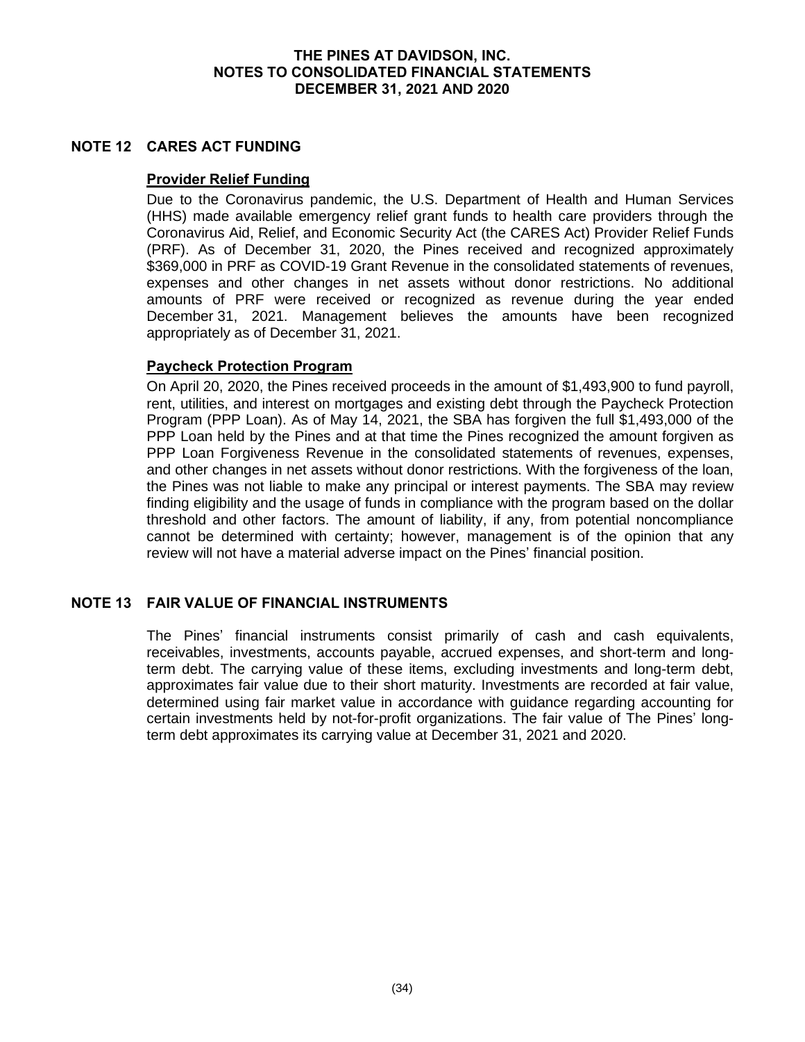## NOTE 12 CARES ACT FUNDING

### Provider Relief Funding

Due to the Coronavirus pandemic, the U.S. Department of Health and Human Services (HHS) made available emergency relief grant funds to health care providers through the Coronavirus Aid, Relief, and Economic Security Act (the CARES Act) Provider Relief Funds (PRF). As of December 31, 2020, the Pines received and recognized approximately \$369,000 in PRF as COVID-19 Grant Revenue in the consolidated statements of revenues, expenses and other changes in net assets without donor restrictions. No additional amounts of PRF were received or recognized as revenue during the year ended December 31, 2021. Management believes the amounts have been recognized appropriately as of December 31, 2021.

### Paycheck Protection Program

On April 20, 2020, the Pines received proceeds in the amount of \$1,493,900 to fund payroll, rent, utilities, and interest on mortgages and existing debt through the Paycheck Protection Program (PPP Loan). As of May 14, 2021, the SBA has forgiven the full \$1,493,000 of the PPP Loan held by the Pines and at that time the Pines recognized the amount forgiven as PPP Loan Forgiveness Revenue in the consolidated statements of revenues, expenses, and other changes in net assets without donor restrictions. With the forgiveness of the loan, the Pines was not liable to make any principal or interest payments. The SBA may review finding eligibility and the usage of funds in compliance with the program based on the dollar threshold and other factors. The amount of liability, if any, from potential noncompliance cannot be determined with certainty; however, management is of the opinion that any review will not have a material adverse impact on the Pines' financial position.

## NOTE 13 FAIR VALUE OF FINANCIAL INSTRUMENTS

The Pines' financial instruments consist primarily of cash and cash equivalents, receivables, investments, accounts payable, accrued expenses, and short-term and long-term debt. The carrying value of these items, excluding investments and long-term debt, approximates fair value due to their short maturity. Investments are recorded at fair value, determined using fair market value in accordance with guidance regarding accounting for certain investments held by not-for-profit organizations. The fair value of The Pines' long-term debt approximates its carrying value at December 31, 2021 and 2020.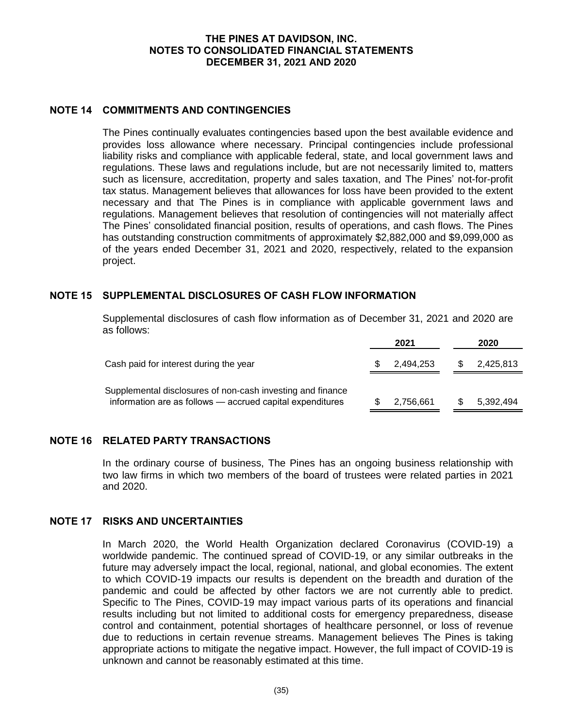## NOTE 14 COMMITMENTS AND CONTINGENCIES

The Pines continually evaluates contingencies based upon the best available evidence and provides loss allowance where necessary. Principal contingencies include professional liability risks and compliance with applicable federal, state, and local government laws and regulations. These laws and regulations include, but are not necessarily limited to, matters such as licensure, accreditation, property and sales taxation, and The Pines' not-for-profit tax status. Management believes that allowances for loss have been provided to the extent necessary and that The Pines is in compliance with applicable government laws and regulations. Management believes that resolution of contingencies will not materially affect The Pines' consolidated financial position, results of operations, and cash flows. The Pines has outstanding construction commitments of approximately $2,882,000 and $9,099,000 as of the years ended December 31, 2021 and 2020, respectively, related to the expansion project.

## NOTE 15 SUPPLEMENTAL DISCLOSURES OF CASH FLOW INFORMATION

Supplemental disclosures of cash flow information as of December 31, 2021 and 2020 are as follows:

| | 2021 | 2020 |
|---|---|---|
| Cash paid for interest during the year | $ 2,494,253 | $ 2,425,813 |
| Supplemental disclosures of non-cash investing and finance information are as follows — accrued capital expenditures | $ 2,756,661 | $ 5,392,494 |

## NOTE 16 RELATED PARTY TRANSACTIONS

In the ordinary course of business, The Pines has an ongoing business relationship with two law firms in which two members of the board of trustees were related parties in 2021 and 2020.

## NOTE 17 RISKS AND UNCERTAINTIES

In March 2020, the World Health Organization declared Coronavirus (COVID-19) a worldwide pandemic. The continued spread of COVID-19, or any similar outbreaks in the future may adversely impact the local, regional, national, and global economies. The extent to which COVID-19 impacts our results is dependent on the breadth and duration of the pandemic and could be affected by other factors we are not currently able to predict. Specific to The Pines, COVID-19 may impact various parts of its operations and financial results including but not limited to additional costs for emergency preparedness, disease control and containment, potential shortages of healthcare personnel, or loss of revenue due to reductions in certain revenue streams. Management believes The Pines is taking appropriate actions to mitigate the negative impact. However, the full impact of COVID-19 is unknown and cannot be reasonably estimated at this time.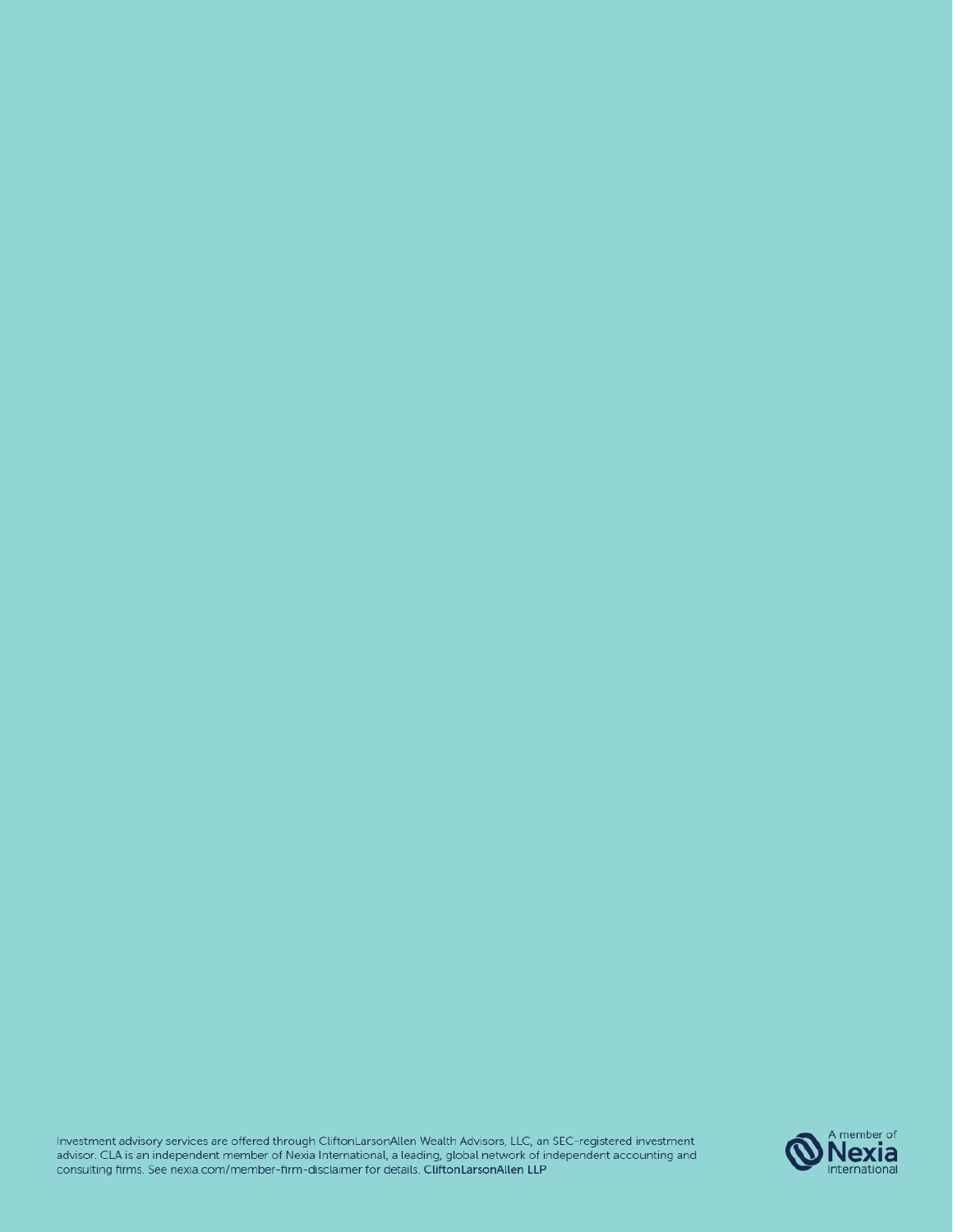Investment advisory services are offered through CliftonLarsonAllen Wealth Advisors, LLC, an SEC-registered investment advisor. CLA is an independent member of Nexia International, a leading, global network of independent accounting and consulting firms. See nexia.com/member-firm-disclaimer for details. **CliftonLarsonAllen LLP**

A member of Nexia International